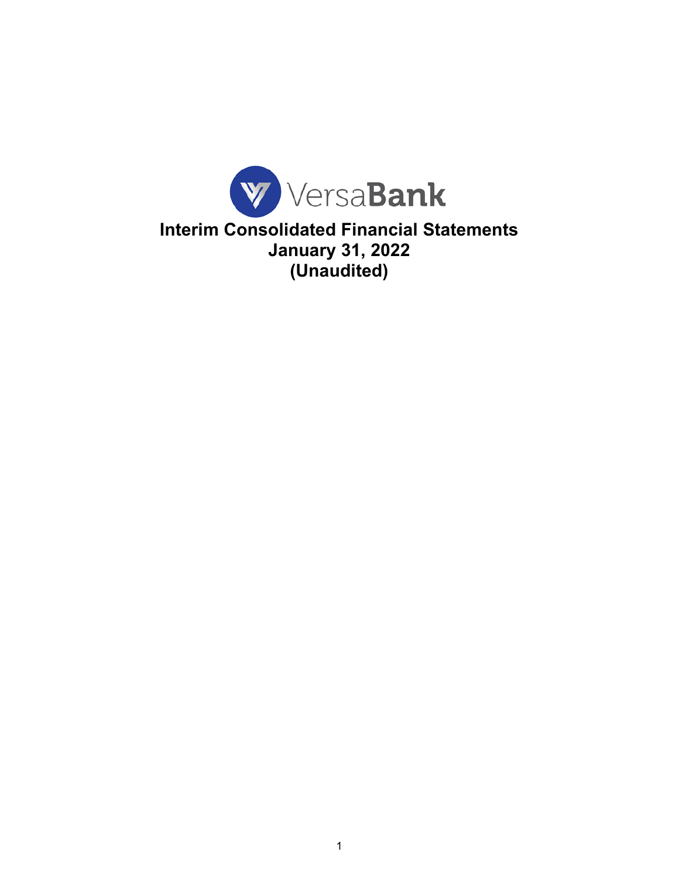VersaBank

# Interim Consolidated Financial Statements
# January 31, 2022
# (Unaudited)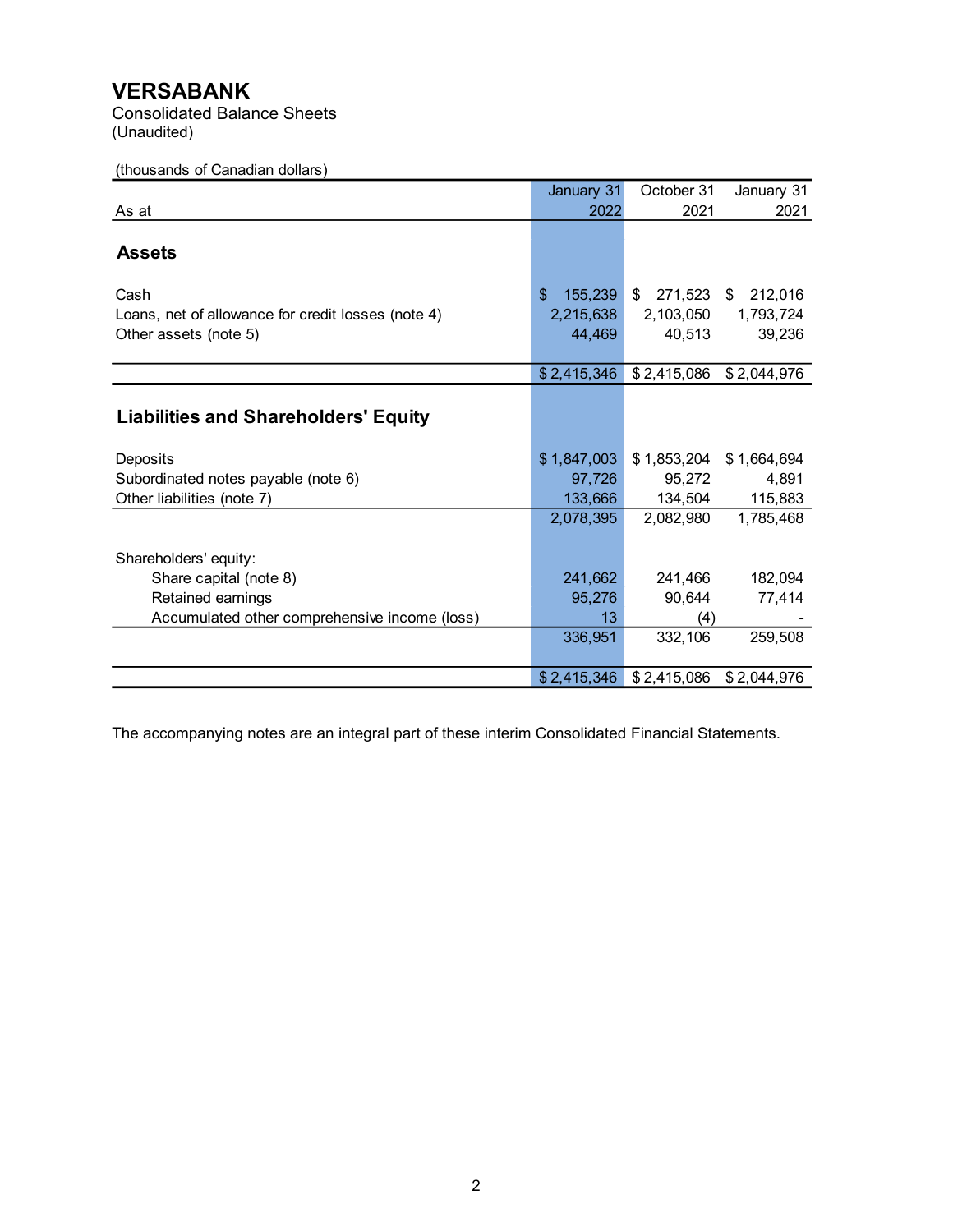# VERSABANK

Consolidated Balance Sheets
(Unaudited)

(thousands of Canadian dollars)

| As at | January 31 2022 | October 31 2021 | January 31 2021 |
|---|---|---|---|
| **Assets** | | | |
| Cash | $ 155,239 | $ 271,523 | $ 212,016 |
| Loans, net of allowance for credit losses (note 4) | 2,215,638 | 2,103,050 | 1,793,724 |
| Other assets (note 5) | 44,469 | 40,513 | 39,236 |
| | $ 2,415,346 | $ 2,415,086 | $ 2,044,976 |
| **Liabilities and Shareholders' Equity** | | | |
| Deposits | $ 1,847,003 | $ 1,853,204 | $ 1,664,694 |
| Subordinated notes payable (note 6) | 97,726 | 95,272 | 4,891 |
| Other liabilities (note 7) | 133,666 | 134,504 | 115,883 |
| | 2,078,395 | 2,082,980 | 1,785,468 |
| Shareholders' equity: | | | |
| Share capital (note 8) | 241,662 | 241,466 | 182,094 |
| Retained earnings | 95,276 | 90,644 | 77,414 |
| Accumulated other comprehensive income (loss) | 13 | (4) | - |
| | 336,951 | 332,106 | 259,508 |
| | $ 2,415,346 | $ 2,415,086 | $ 2,044,976 |

The accompanying notes are an integral part of these interim Consolidated Financial Statements.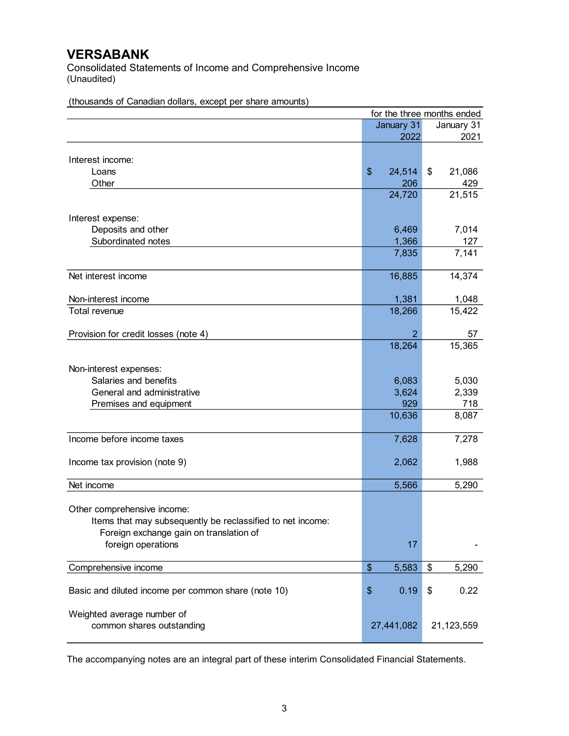# VERSABANK

Consolidated Statements of Income and Comprehensive Income
(Unaudited)

(thousands of Canadian dollars, except per share amounts)

| | for the three months ended | |
|---|---|---|
| | January 31 2022 | January 31 2021 |
| **Interest income:** | | |
| Loans | $ 24,514 | $ 21,086 |
| Other | 206 | 429 |
| | 24,720 | 21,515 |
| **Interest expense:** | | |
| Deposits and other | 6,469 | 7,014 |
| Subordinated notes | 1,366 | 127 |
| | 7,835 | 7,141 |
| Net interest income | 16,885 | 14,374 |
| Non-interest income | 1,381 | 1,048 |
| Total revenue | 18,266 | 15,422 |
| Provision for credit losses (note 4) | 2 | 57 |
| | 18,264 | 15,365 |
| **Non-interest expenses:** | | |
| Salaries and benefits | 6,083 | 5,030 |
| General and administrative | 3,624 | 2,339 |
| Premises and equipment | 929 | 718 |
| | 10,636 | 8,087 |
| Income before income taxes | 7,628 | 7,278 |
| Income tax provision (note 9) | 2,062 | 1,988 |
| Net income | 5,566 | 5,290 |
| **Other comprehensive income:** | | |
| Items that may subsequently be reclassified to net income: | | |
| Foreign exchange gain on translation of foreign operations | 17 | - |
| Comprehensive income | $ 5,583 | $ 5,290 |
| Basic and diluted income per common share (note 10) | $ 0.19 | $ 0.22 |
| Weighted average number of common shares outstanding | 27,441,082 | 21,123,559 |

The accompanying notes are an integral part of these interim Consolidated Financial Statements.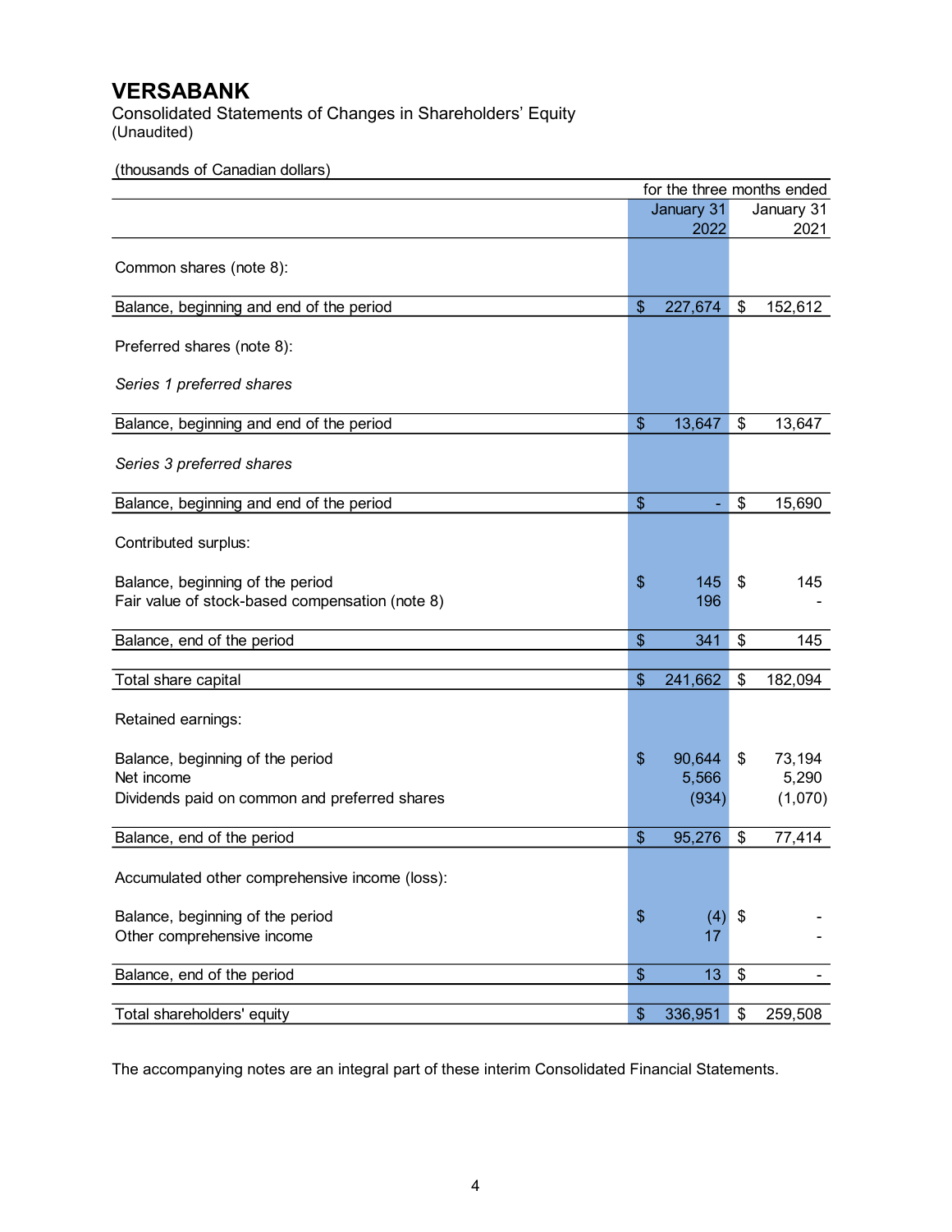# VERSABANK

Consolidated Statements of Changes in Shareholders' Equity
(Unaudited)

(thousands of Canadian dollars)

| | for the three months ended | |
|---|---|---|
| | January 31 2022 | January 31 2021 |
| **Common shares (note 8):** | | |
| Balance, beginning and end of the period | $ 227,674 | $ 152,612 |
| **Preferred shares (note 8):** | | |
| *Series 1 preferred shares* | | |
| Balance, beginning and end of the period | $ 13,647 | $ 13,647 |
| *Series 3 preferred shares* | | |
| Balance, beginning and end of the period | $ - | $ 15,690 |
| **Contributed surplus:** | | |
| Balance, beginning of the period | $ 145 | $ 145 |
| Fair value of stock-based compensation (note 8) | 196 | - |
| Balance, end of the period | $ 341 | $ 145 |
| Total share capital | $ 241,662 | $ 182,094 |
| **Retained earnings:** | | |
| Balance, beginning of the period | $ 90,644 | $ 73,194 |
| Net income | 5,566 | 5,290 |
| Dividends paid on common and preferred shares | (934) | (1,070) |
| Balance, end of the period | $ 95,276 | $ 77,414 |
| **Accumulated other comprehensive income (loss):** | | |
| Balance, beginning of the period | $ (4) | $ - |
| Other comprehensive income | 17 | - |
| Balance, end of the period | $ 13 | $ - |
| Total shareholders' equity | $ 336,951 | $ 259,508 |

The accompanying notes are an integral part of these interim Consolidated Financial Statements.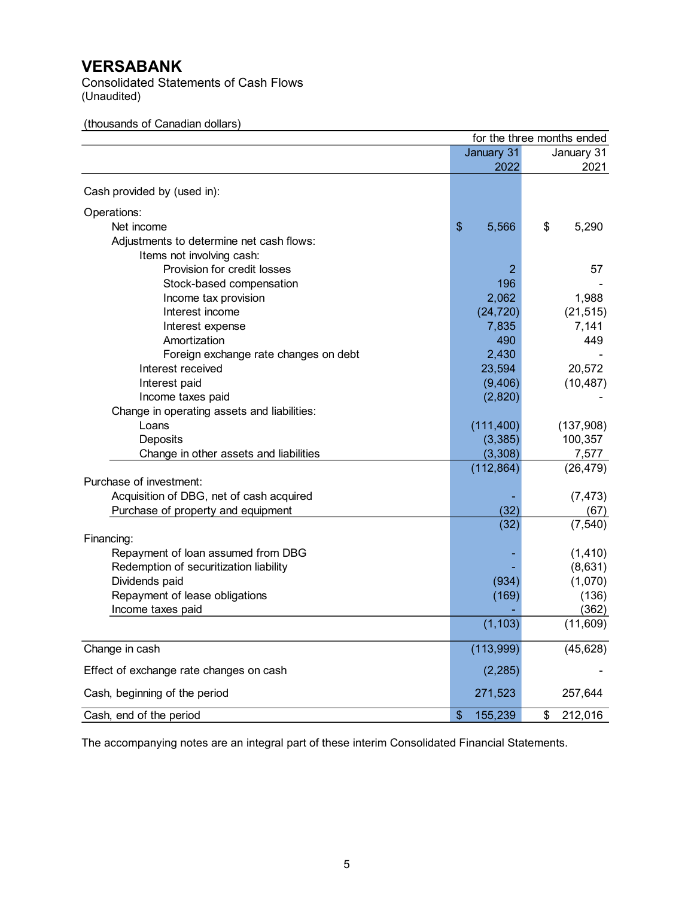# VERSABANK

Consolidated Statements of Cash Flows
(Unaudited)

(thousands of Canadian dollars)

| | for the three months ended | |
|---|---|---|
| | January 31 2022 | January 31 2021 |
| Cash provided by (used in): | | |
| Operations: | | |
| Net income | $ 5,566 | $ 5,290 |
| Adjustments to determine net cash flows: | | |
| Items not involving cash: | | |
| Provision for credit losses | 2 | 57 |
| Stock-based compensation | 196 | - |
| Income tax provision | 2,062 | 1,988 |
| Interest income | (24,720) | (21,515) |
| Interest expense | 7,835 | 7,141 |
| Amortization | 490 | 449 |
| Foreign exchange rate changes on debt | 2,430 | - |
| Interest received | 23,594 | 20,572 |
| Interest paid | (9,406) | (10,487) |
| Income taxes paid | (2,820) | - |
| Change in operating assets and liabilities: | | |
| Loans | (111,400) | (137,908) |
| Deposits | (3,385) | 100,357 |
| Change in other assets and liabilities | (3,308) | 7,577 |
| | (112,864) | (26,479) |
| Purchase of investment: | | |
| Acquisition of DBG, net of cash acquired | - | (7,473) |
| Purchase of property and equipment | (32) | (67) |
| | (32) | (7,540) |
| Financing: | | |
| Repayment of loan assumed from DBG | - | (1,410) |
| Redemption of securitization liability | - | (8,631) |
| Dividends paid | (934) | (1,070) |
| Repayment of lease obligations | (169) | (136) |
| Income taxes paid | - | (362) |
| | (1,103) | (11,609) |
| Change in cash | (113,999) | (45,628) |
| Effect of exchange rate changes on cash | (2,285) | - |
| Cash, beginning of the period | 271,523 | 257,644 |
| Cash, end of the period | $ 155,239 | $ 212,016 |

The accompanying notes are an integral part of these interim Consolidated Financial Statements.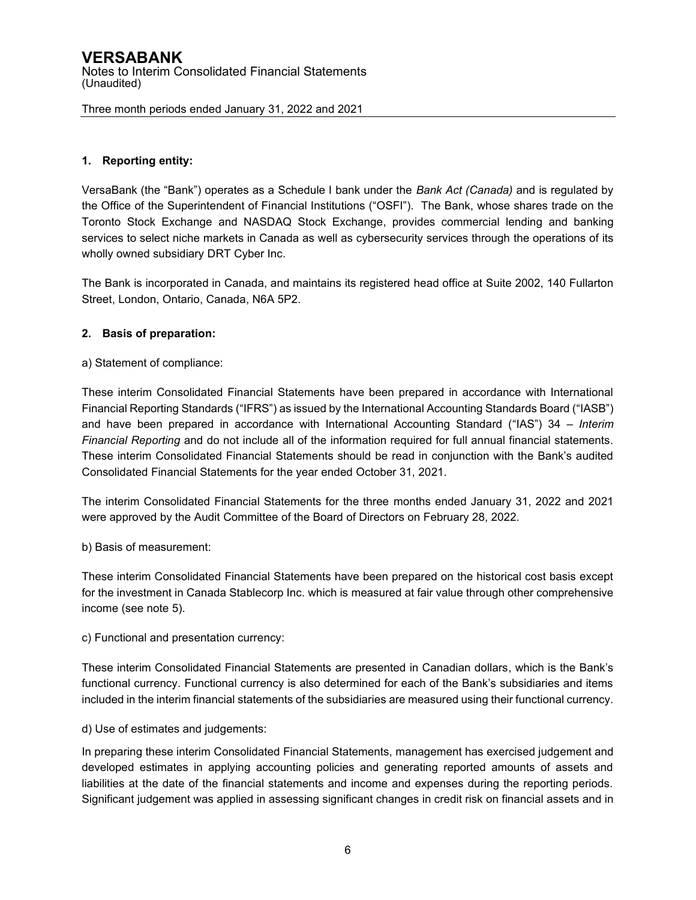## 1. Reporting entity:

VersaBank (the "Bank") operates as a Schedule I bank under the *Bank Act (Canada)* and is regulated by the Office of the Superintendent of Financial Institutions ("OSFI"). The Bank, whose shares trade on the Toronto Stock Exchange and NASDAQ Stock Exchange, provides commercial lending and banking services to select niche markets in Canada as well as cybersecurity services through the operations of its wholly owned subsidiary DRT Cyber Inc.

The Bank is incorporated in Canada, and maintains its registered head office at Suite 2002, 140 Fullarton Street, London, Ontario, Canada, N6A 5P2.

## 2. Basis of preparation:

a) Statement of compliance:

These interim Consolidated Financial Statements have been prepared in accordance with International Financial Reporting Standards ("IFRS") as issued by the International Accounting Standards Board ("IASB") and have been prepared in accordance with International Accounting Standard ("IAS") 34 – *Interim Financial Reporting* and do not include all of the information required for full annual financial statements. These interim Consolidated Financial Statements should be read in conjunction with the Bank's audited Consolidated Financial Statements for the year ended October 31, 2021.

The interim Consolidated Financial Statements for the three months ended January 31, 2022 and 2021 were approved by the Audit Committee of the Board of Directors on February 28, 2022.

b) Basis of measurement:

These interim Consolidated Financial Statements have been prepared on the historical cost basis except for the investment in Canada Stablecorp Inc. which is measured at fair value through other comprehensive income (see note 5).

c) Functional and presentation currency:

These interim Consolidated Financial Statements are presented in Canadian dollars, which is the Bank's functional currency. Functional currency is also determined for each of the Bank's subsidiaries and items included in the interim financial statements of the subsidiaries are measured using their functional currency.

d) Use of estimates and judgements:

In preparing these interim Consolidated Financial Statements, management has exercised judgement and developed estimates in applying accounting policies and generating reported amounts of assets and liabilities at the date of the financial statements and income and expenses during the reporting periods. Significant judgement was applied in assessing significant changes in credit risk on financial assets and in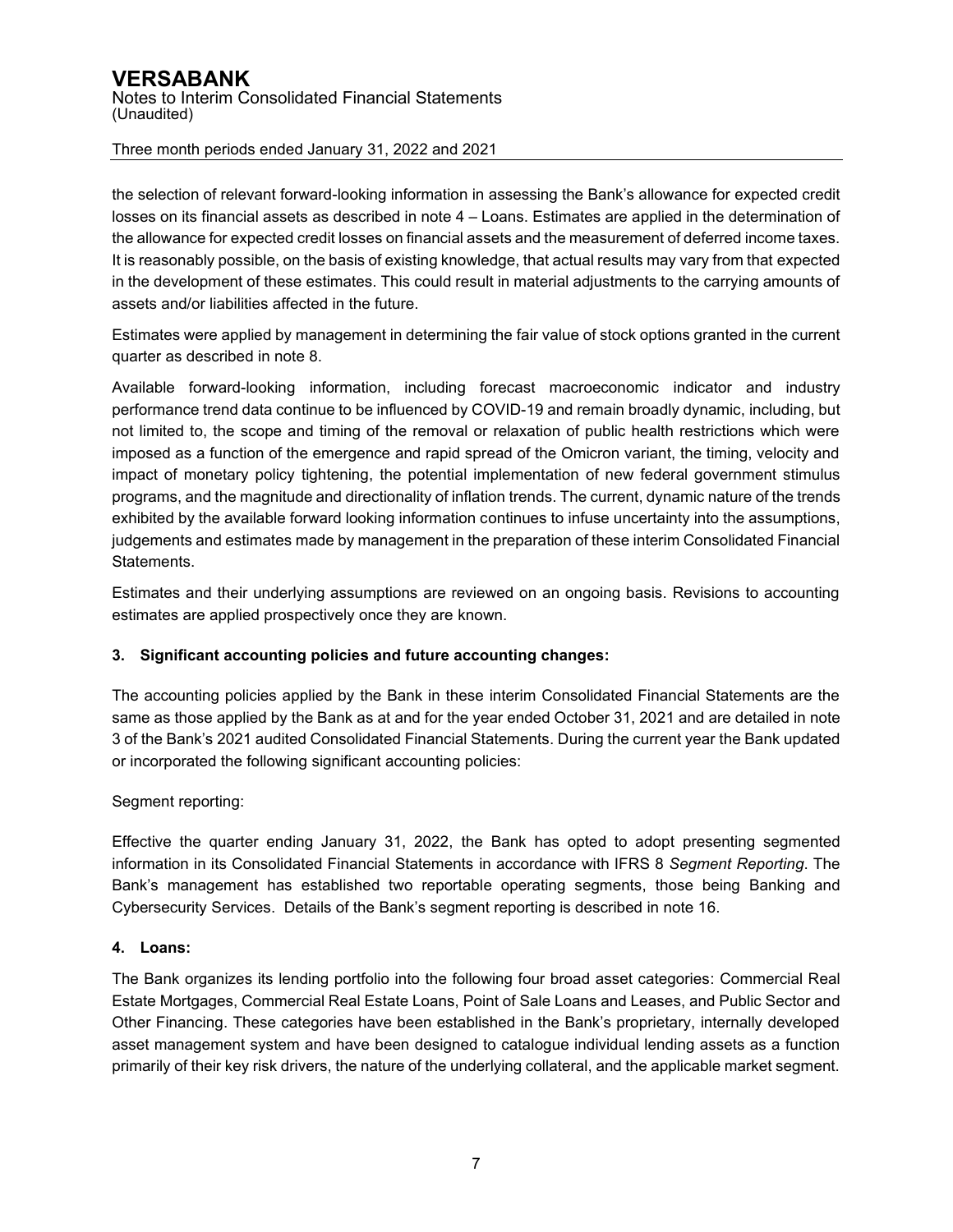the selection of relevant forward-looking information in assessing the Bank's allowance for expected credit losses on its financial assets as described in note 4 – Loans. Estimates are applied in the determination of the allowance for expected credit losses on financial assets and the measurement of deferred income taxes. It is reasonably possible, on the basis of existing knowledge, that actual results may vary from that expected in the development of these estimates. This could result in material adjustments to the carrying amounts of assets and/or liabilities affected in the future.

Estimates were applied by management in determining the fair value of stock options granted in the current quarter as described in note 8.

Available forward-looking information, including forecast macroeconomic indicator and industry performance trend data continue to be influenced by COVID-19 and remain broadly dynamic, including, but not limited to, the scope and timing of the removal or relaxation of public health restrictions which were imposed as a function of the emergence and rapid spread of the Omicron variant, the timing, velocity and impact of monetary policy tightening, the potential implementation of new federal government stimulus programs, and the magnitude and directionality of inflation trends. The current, dynamic nature of the trends exhibited by the available forward looking information continues to infuse uncertainty into the assumptions, judgements and estimates made by management in the preparation of these interim Consolidated Financial Statements.

Estimates and their underlying assumptions are reviewed on an ongoing basis. Revisions to accounting estimates are applied prospectively once they are known.

## 3. Significant accounting policies and future accounting changes:

The accounting policies applied by the Bank in these interim Consolidated Financial Statements are the same as those applied by the Bank as at and for the year ended October 31, 2021 and are detailed in note 3 of the Bank's 2021 audited Consolidated Financial Statements. During the current year the Bank updated or incorporated the following significant accounting policies:

Segment reporting:

Effective the quarter ending January 31, 2022, the Bank has opted to adopt presenting segmented information in its Consolidated Financial Statements in accordance with IFRS 8 *Segment Reporting*. The Bank's management has established two reportable operating segments, those being Banking and Cybersecurity Services. Details of the Bank's segment reporting is described in note 16.

## 4. Loans:

The Bank organizes its lending portfolio into the following four broad asset categories: Commercial Real Estate Mortgages, Commercial Real Estate Loans, Point of Sale Loans and Leases, and Public Sector and Other Financing. These categories have been established in the Bank's proprietary, internally developed asset management system and have been designed to catalogue individual lending assets as a function primarily of their key risk drivers, the nature of the underlying collateral, and the applicable market segment.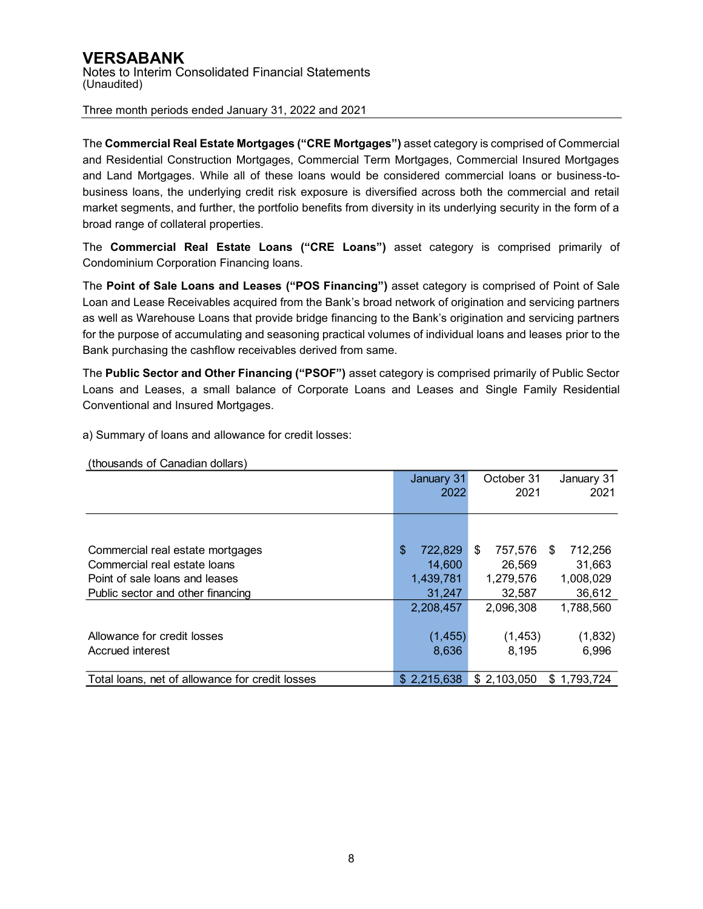# VERSABANK

Notes to Interim Consolidated Financial Statements
(Unaudited)

Three month periods ended January 31, 2022 and 2021

The **Commercial Real Estate Mortgages ("CRE Mortgages")** asset category is comprised of Commercial and Residential Construction Mortgages, Commercial Term Mortgages, Commercial Insured Mortgages and Land Mortgages. While all of these loans would be considered commercial loans or business-to-business loans, the underlying credit risk exposure is diversified across both the commercial and retail market segments, and further, the portfolio benefits from diversity in its underlying security in the form of a broad range of collateral properties.

The **Commercial Real Estate Loans ("CRE Loans")** asset category is comprised primarily of Condominium Corporation Financing loans.

The **Point of Sale Loans and Leases ("POS Financing")** asset category is comprised of Point of Sale Loan and Lease Receivables acquired from the Bank's broad network of origination and servicing partners as well as Warehouse Loans that provide bridge financing to the Bank's origination and servicing partners for the purpose of accumulating and seasoning practical volumes of individual loans and leases prior to the Bank purchasing the cashflow receivables derived from same.

The **Public Sector and Other Financing ("PSOF")** asset category is comprised primarily of Public Sector Loans and Leases, a small balance of Corporate Loans and Leases and Single Family Residential Conventional and Insured Mortgages.

a) Summary of loans and allowance for credit losses:

(thousands of Canadian dollars)

| | January 31 2022 | October 31 2021 | January 31 2021 |
|---|---|---|---|
| Commercial real estate mortgages | $ 722,829 | $ 757,576 | $ 712,256 |
| Commercial real estate loans | 14,600 | 26,569 | 31,663 |
| Point of sale loans and leases | 1,439,781 | 1,279,576 | 1,008,029 |
| Public sector and other financing | 31,247 | 32,587 | 36,612 |
| | 2,208,457 | 2,096,308 | 1,788,560 |
| Allowance for credit losses | (1,455) | (1,453) | (1,832) |
| Accrued interest | 8,636 | 8,195 | 6,996 |
| Total loans, net of allowance for credit losses | $ 2,215,638 | $ 2,103,050 | $ 1,793,724 |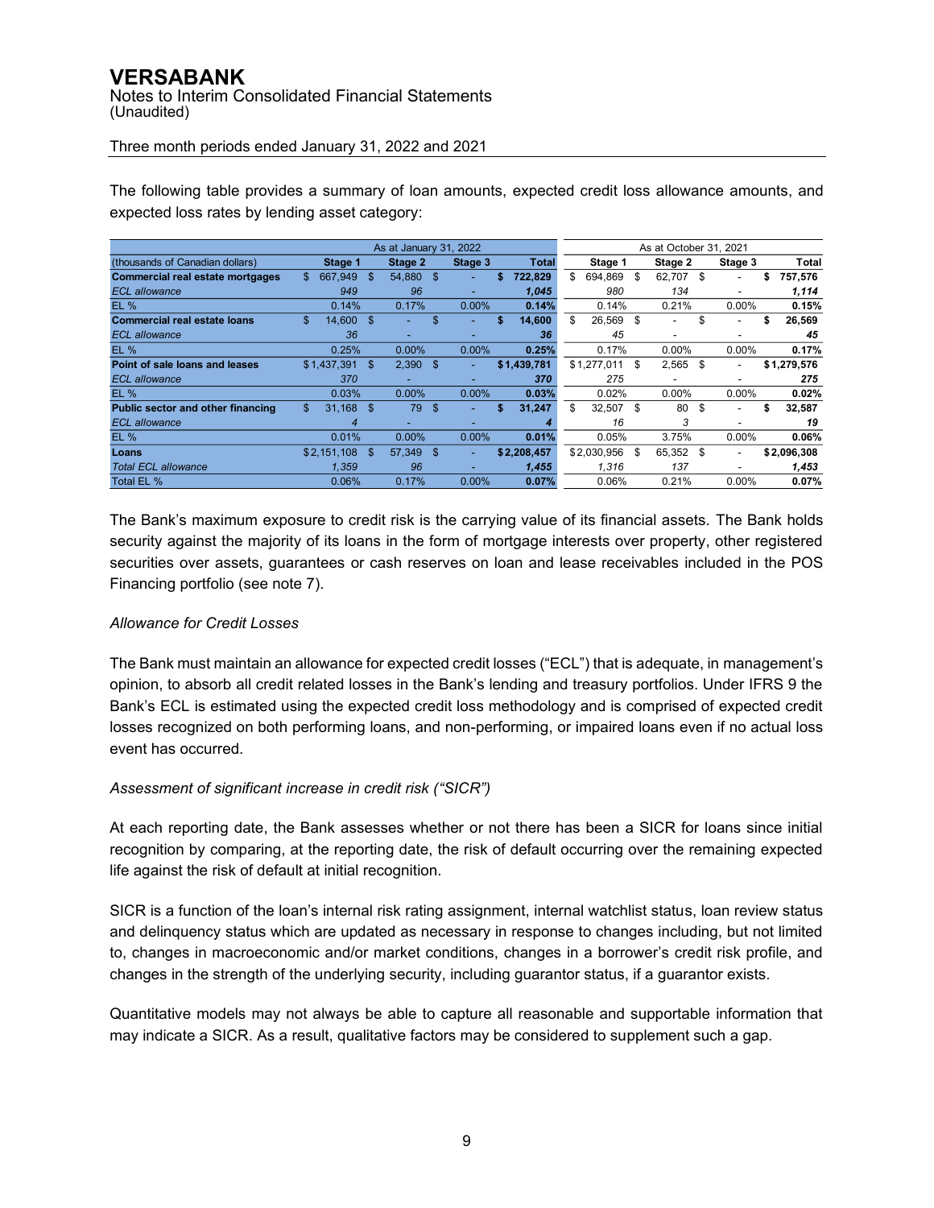# VERSABANK

Notes to Interim Consolidated Financial Statements
(Unaudited)

Three month periods ended January 31, 2022 and 2021

The following table provides a summary of loan amounts, expected credit loss allowance amounts, and expected loss rates by lending asset category:

| | As at January 31, 2022 | | | | As at October 31, 2021 | | | |
|---|---|---|---|---|---|---|---|---|
| (thousands of Canadian dollars) | Stage 1 | Stage 2 | Stage 3 | Total | Stage 1 | Stage 2 | Stage 3 | Total |
| **Commercial real estate mortgages** | $ 667,949 | $ 54,880 | $ - | **$ 722,829** | $ 694,869 | $ 62,707 | $ - | **$ 757,576** |
| *ECL allowance* | *949* | *96* | - | ***1,045*** | *980* | *134* | - | ***1,114*** |
| EL % | 0.14% | 0.17% | 0.00% | **0.14%** | 0.14% | 0.21% | 0.00% | **0.15%** |
| **Commercial real estate loans** | $ 14,600 | $ - | $ - | **$ 14,600** | $ 26,569 | $ - | $ - | **$ 26,569** |
| *ECL allowance* | *36* | - | - | ***36*** | *45* | - | - | ***45*** |
| EL % | 0.25% | 0.00% | 0.00% | **0.25%** | 0.17% | 0.00% | 0.00% | **0.17%** |
| **Point of sale loans and leases** | $1,437,391 | $ 2,390 | $ - | **$1,439,781** | $1,277,011 | $ 2,565 | $ - | **$1,279,576** |
| *ECL allowance* | *370* | - | - | ***370*** | *275* | - | - | ***275*** |
| EL % | 0.03% | 0.00% | 0.00% | **0.03%** | 0.02% | 0.00% | 0.00% | **0.02%** |
| **Public sector and other financing** | $ 31,168 | $ 79 | $ - | **$ 31,247** | $ 32,507 | $ 80 | $ - | **$ 32,587** |
| *ECL allowance* | *4* | - | - | ***4*** | *16* | *3* | - | ***19*** |
| EL % | 0.01% | 0.00% | 0.00% | **0.01%** | 0.05% | 3.75% | 0.00% | **0.06%** |
| **Loans** | $2,151,108 | $ 57,349 | $ - | **$2,208,457** | $2,030,956 | $ 65,352 | $ - | **$2,096,308** |
| *Total ECL allowance* | *1,359* | *96* | - | ***1,455*** | *1,316* | *137* | - | ***1,453*** |
| Total EL % | 0.06% | 0.17% | 0.00% | **0.07%** | 0.06% | 0.21% | 0.00% | **0.07%** |

The Bank's maximum exposure to credit risk is the carrying value of its financial assets. The Bank holds security against the majority of its loans in the form of mortgage interests over property, other registered securities over assets, guarantees or cash reserves on loan and lease receivables included in the POS Financing portfolio (see note 7).

*Allowance for Credit Losses*

The Bank must maintain an allowance for expected credit losses ("ECL") that is adequate, in management's opinion, to absorb all credit related losses in the Bank's lending and treasury portfolios. Under IFRS 9 the Bank's ECL is estimated using the expected credit loss methodology and is comprised of expected credit losses recognized on both performing loans, and non-performing, or impaired loans even if no actual loss event has occurred.

*Assessment of significant increase in credit risk ("SICR")*

At each reporting date, the Bank assesses whether or not there has been a SICR for loans since initial recognition by comparing, at the reporting date, the risk of default occurring over the remaining expected life against the risk of default at initial recognition.

SICR is a function of the loan's internal risk rating assignment, internal watchlist status, loan review status and delinquency status which are updated as necessary in response to changes including, but not limited to, changes in macroeconomic and/or market conditions, changes in a borrower's credit risk profile, and changes in the strength of the underlying security, including guarantor status, if a guarantor exists.

Quantitative models may not always be able to capture all reasonable and supportable information that may indicate a SICR. As a result, qualitative factors may be considered to supplement such a gap.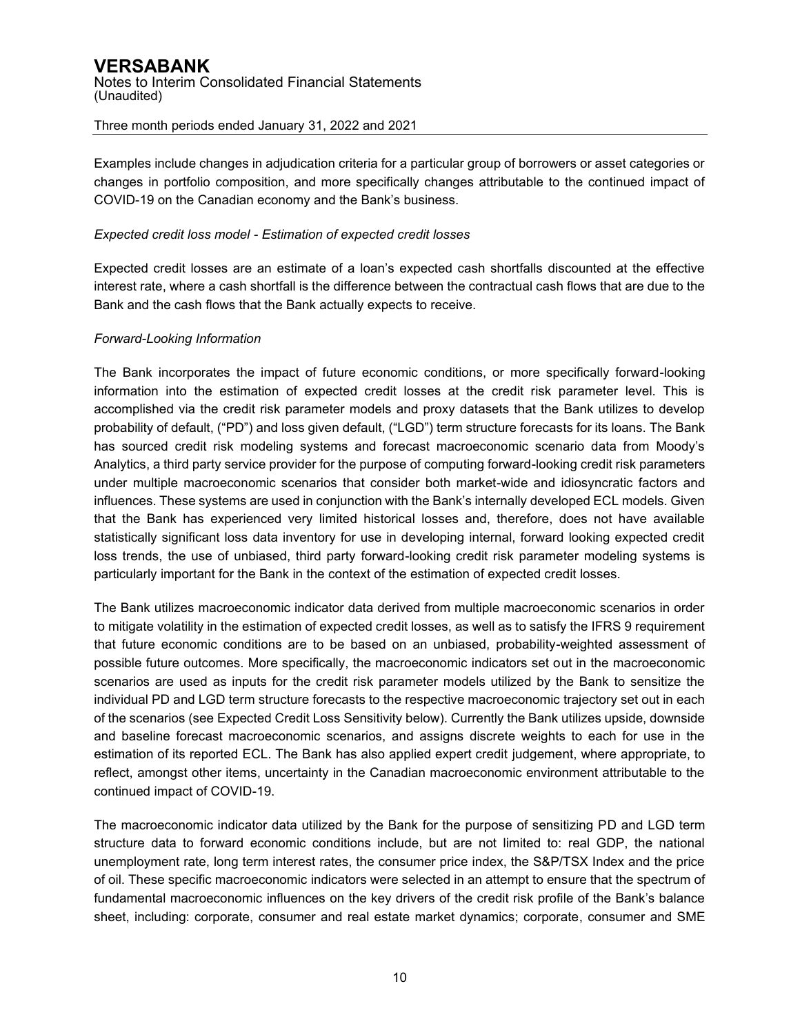Examples include changes in adjudication criteria for a particular group of borrowers or asset categories or changes in portfolio composition, and more specifically changes attributable to the continued impact of COVID-19 on the Canadian economy and the Bank's business.

*Expected credit loss model - Estimation of expected credit losses*

Expected credit losses are an estimate of a loan's expected cash shortfalls discounted at the effective interest rate, where a cash shortfall is the difference between the contractual cash flows that are due to the Bank and the cash flows that the Bank actually expects to receive.

*Forward-Looking Information*

The Bank incorporates the impact of future economic conditions, or more specifically forward-looking information into the estimation of expected credit losses at the credit risk parameter level. This is accomplished via the credit risk parameter models and proxy datasets that the Bank utilizes to develop probability of default, ("PD") and loss given default, ("LGD") term structure forecasts for its loans. The Bank has sourced credit risk modeling systems and forecast macroeconomic scenario data from Moody's Analytics, a third party service provider for the purpose of computing forward-looking credit risk parameters under multiple macroeconomic scenarios that consider both market-wide and idiosyncratic factors and influences. These systems are used in conjunction with the Bank's internally developed ECL models. Given that the Bank has experienced very limited historical losses and, therefore, does not have available statistically significant loss data inventory for use in developing internal, forward looking expected credit loss trends, the use of unbiased, third party forward-looking credit risk parameter modeling systems is particularly important for the Bank in the context of the estimation of expected credit losses.

The Bank utilizes macroeconomic indicator data derived from multiple macroeconomic scenarios in order to mitigate volatility in the estimation of expected credit losses, as well as to satisfy the IFRS 9 requirement that future economic conditions are to be based on an unbiased, probability-weighted assessment of possible future outcomes. More specifically, the macroeconomic indicators set out in the macroeconomic scenarios are used as inputs for the credit risk parameter models utilized by the Bank to sensitize the individual PD and LGD term structure forecasts to the respective macroeconomic trajectory set out in each of the scenarios (see Expected Credit Loss Sensitivity below). Currently the Bank utilizes upside, downside and baseline forecast macroeconomic scenarios, and assigns discrete weights to each for use in the estimation of its reported ECL. The Bank has also applied expert credit judgement, where appropriate, to reflect, amongst other items, uncertainty in the Canadian macroeconomic environment attributable to the continued impact of COVID-19.

The macroeconomic indicator data utilized by the Bank for the purpose of sensitizing PD and LGD term structure data to forward economic conditions include, but are not limited to: real GDP, the national unemployment rate, long term interest rates, the consumer price index, the S&P/TSX Index and the price of oil. These specific macroeconomic indicators were selected in an attempt to ensure that the spectrum of fundamental macroeconomic influences on the key drivers of the credit risk profile of the Bank's balance sheet, including: corporate, consumer and real estate market dynamics; corporate, consumer and SME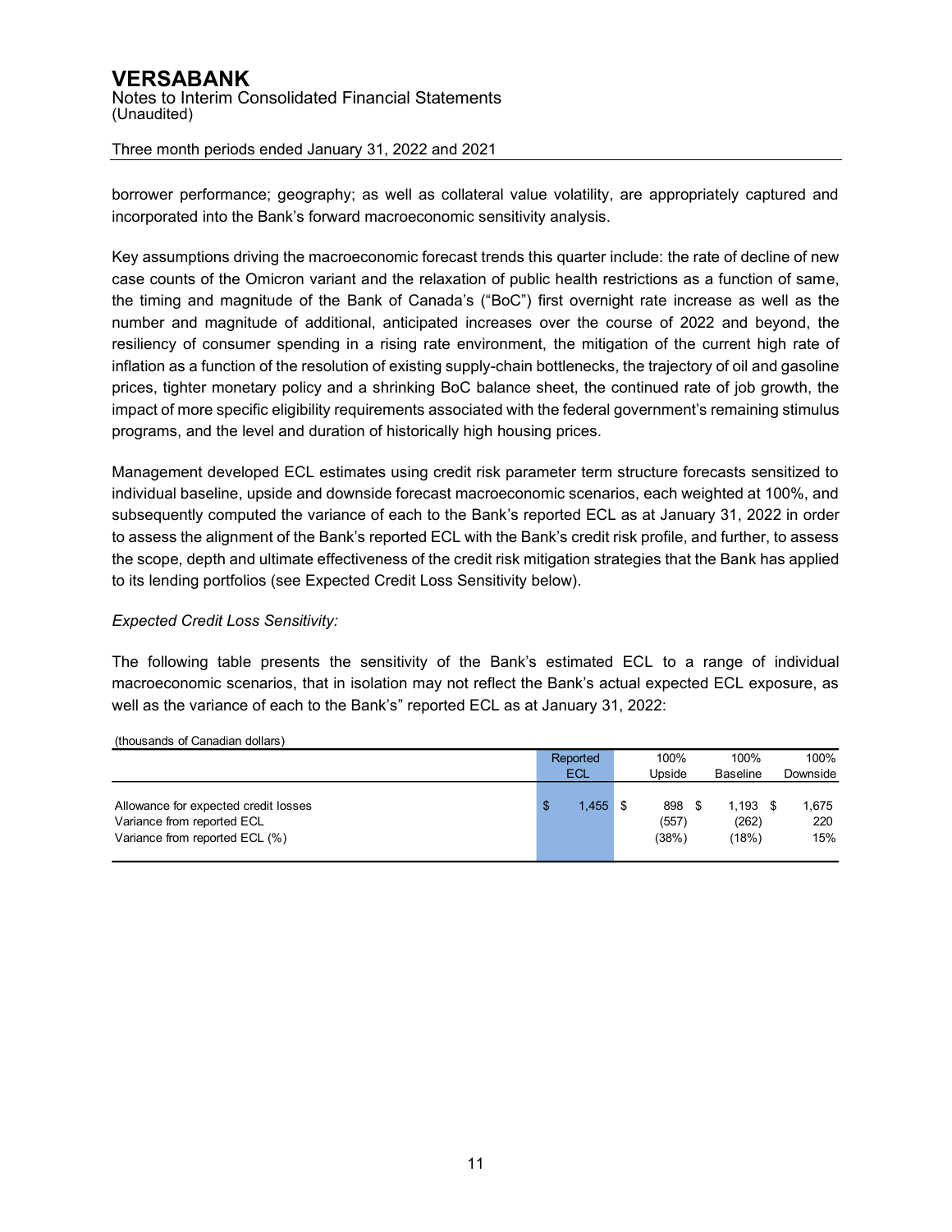borrower performance; geography; as well as collateral value volatility, are appropriately captured and incorporated into the Bank's forward macroeconomic sensitivity analysis.

Key assumptions driving the macroeconomic forecast trends this quarter include: the rate of decline of new case counts of the Omicron variant and the relaxation of public health restrictions as a function of same, the timing and magnitude of the Bank of Canada's ("BoC") first overnight rate increase as well as the number and magnitude of additional, anticipated increases over the course of 2022 and beyond, the resiliency of consumer spending in a rising rate environment, the mitigation of the current high rate of inflation as a function of the resolution of existing supply-chain bottlenecks, the trajectory of oil and gasoline prices, tighter monetary policy and a shrinking BoC balance sheet, the continued rate of job growth, the impact of more specific eligibility requirements associated with the federal government's remaining stimulus programs, and the level and duration of historically high housing prices.

Management developed ECL estimates using credit risk parameter term structure forecasts sensitized to individual baseline, upside and downside forecast macroeconomic scenarios, each weighted at 100%, and subsequently computed the variance of each to the Bank's reported ECL as at January 31, 2022 in order to assess the alignment of the Bank's reported ECL with the Bank's credit risk profile, and further, to assess the scope, depth and ultimate effectiveness of the credit risk mitigation strategies that the Bank has applied to its lending portfolios (see Expected Credit Loss Sensitivity below).

*Expected Credit Loss Sensitivity:*

The following table presents the sensitivity of the Bank's estimated ECL to a range of individual macroeconomic scenarios, that in isolation may not reflect the Bank's actual expected ECL exposure, as well as the variance of each to the Bank's" reported ECL as at January 31, 2022:

(thousands of Canadian dollars)

| | Reported ECL | 100% Upside | 100% Baseline | 100% Downside |
|---|---|---|---|---|
| Allowance for expected credit losses | $ 1,455 | $ 898 | $ 1,193 | $ 1,675 |
| Variance from reported ECL | | (557) | (262) | 220 |
| Variance from reported ECL (%) | | (38%) | (18%) | 15% |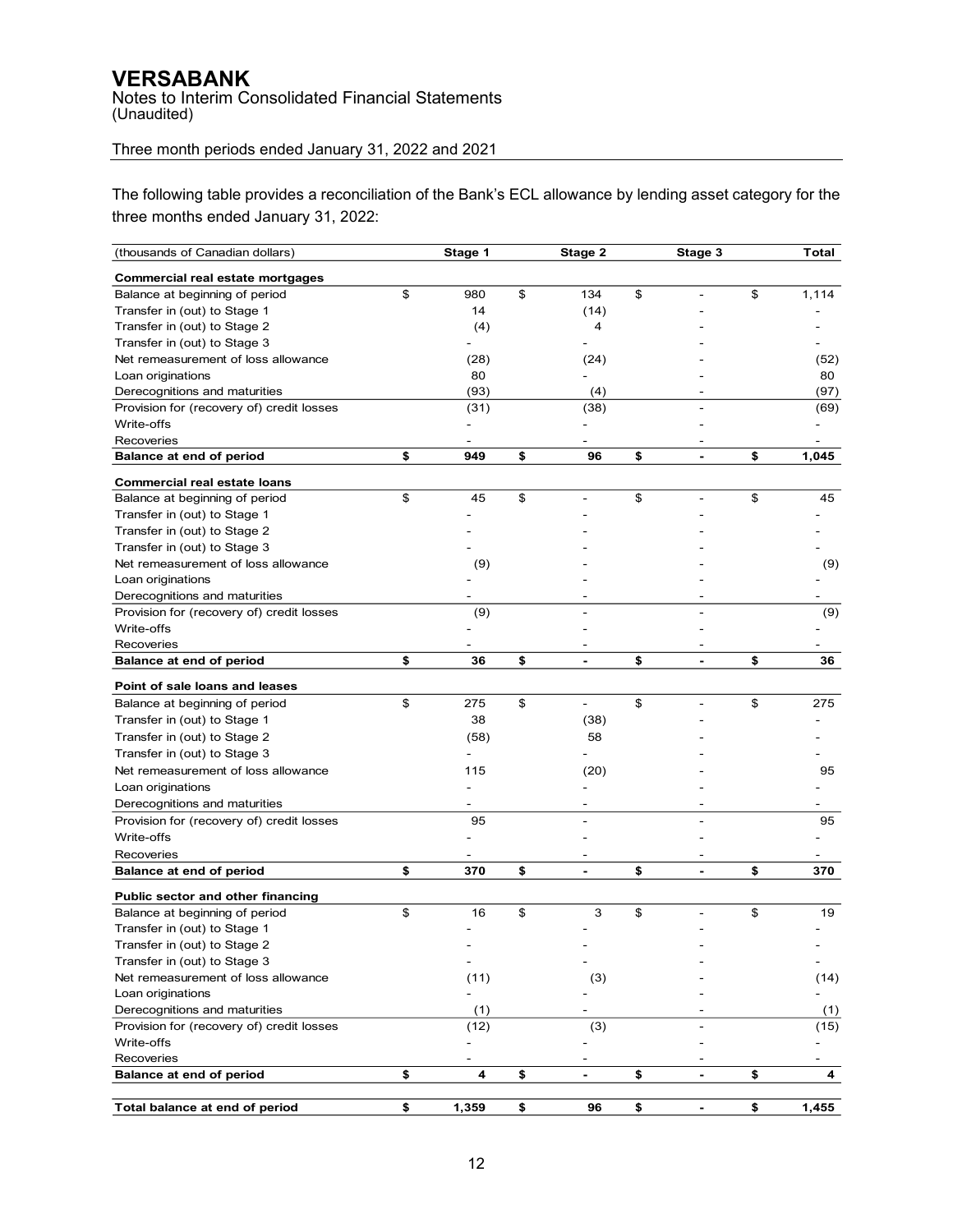# VERSABANK

Notes to Interim Consolidated Financial Statements
(Unaudited)

Three month periods ended January 31, 2022 and 2021

The following table provides a reconciliation of the Bank's ECL allowance by lending asset category for the three months ended January 31, 2022:

| (thousands of Canadian dollars) | Stage 1 | Stage 2 | Stage 3 | Total |
|---|---|---|---|---|
| **Commercial real estate mortgages** | | | | |
| Balance at beginning of period | $ 980 | $ 134 | $ - | $ 1,114 |
| Transfer in (out) to Stage 1 | 14 | (14) | - | - |
| Transfer in (out) to Stage 2 | (4) | 4 | - | - |
| Transfer in (out) to Stage 3 | - | - | - | - |
| Net remeasurement of loss allowance | (28) | (24) | - | (52) |
| Loan originations | 80 | - | - | 80 |
| Derecognitions and maturities | (93) | (4) | - | (97) |
| Provision for (recovery of) credit losses | (31) | (38) | - | (69) |
| Write-offs | - | - | - | - |
| Recoveries | - | - | - | - |
| **Balance at end of period** | **$ 949** | **$ 96** | **$ -** | **$ 1,045** |
| **Commercial real estate loans** | | | | |
| Balance at beginning of period | $ 45 | $ - | $ - | $ 45 |
| Transfer in (out) to Stage 1 | - | - | - | - |
| Transfer in (out) to Stage 2 | - | - | - | - |
| Transfer in (out) to Stage 3 | - | - | - | - |
| Net remeasurement of loss allowance | (9) | - | - | (9) |
| Loan originations | - | - | - | - |
| Derecognitions and maturities | - | - | - | - |
| Provision for (recovery of) credit losses | (9) | - | - | (9) |
| Write-offs | - | - | - | - |
| Recoveries | - | - | - | - |
| **Balance at end of period** | **$ 36** | **$ -** | **$ -** | **$ 36** |
| **Point of sale loans and leases** | | | | |
| Balance at beginning of period | $ 275 | $ - | $ - | $ 275 |
| Transfer in (out) to Stage 1 | 38 | (38) | - | - |
| Transfer in (out) to Stage 2 | (58) | 58 | - | - |
| Transfer in (out) to Stage 3 | - | - | - | - |
| Net remeasurement of loss allowance | 115 | (20) | - | 95 |
| Loan originations | - | - | - | - |
| Derecognitions and maturities | - | - | - | - |
| Provision for (recovery of) credit losses | 95 | - | - | 95 |
| Write-offs | - | - | - | - |
| Recoveries | - | - | - | - |
| **Balance at end of period** | **$ 370** | **$ -** | **$ -** | **$ 370** |
| **Public sector and other financing** | | | | |
| Balance at beginning of period | $ 16 | $ 3 | $ - | $ 19 |
| Transfer in (out) to Stage 1 | - | - | - | - |
| Transfer in (out) to Stage 2 | - | - | - | - |
| Transfer in (out) to Stage 3 | - | - | - | - |
| Net remeasurement of loss allowance | (11) | (3) | - | (14) |
| Loan originations | - | - | - | - |
| Derecognitions and maturities | (1) | - | - | (1) |
| Provision for (recovery of) credit losses | (12) | (3) | - | (15) |
| Write-offs | - | - | - | - |
| Recoveries | - | - | - | - |
| **Balance at end of period** | **$ 4** | **$ -** | **$ -** | **$ 4** |
| **Total balance at end of period** | **$ 1,359** | **$ 96** | **$ -** | **$ 1,455** |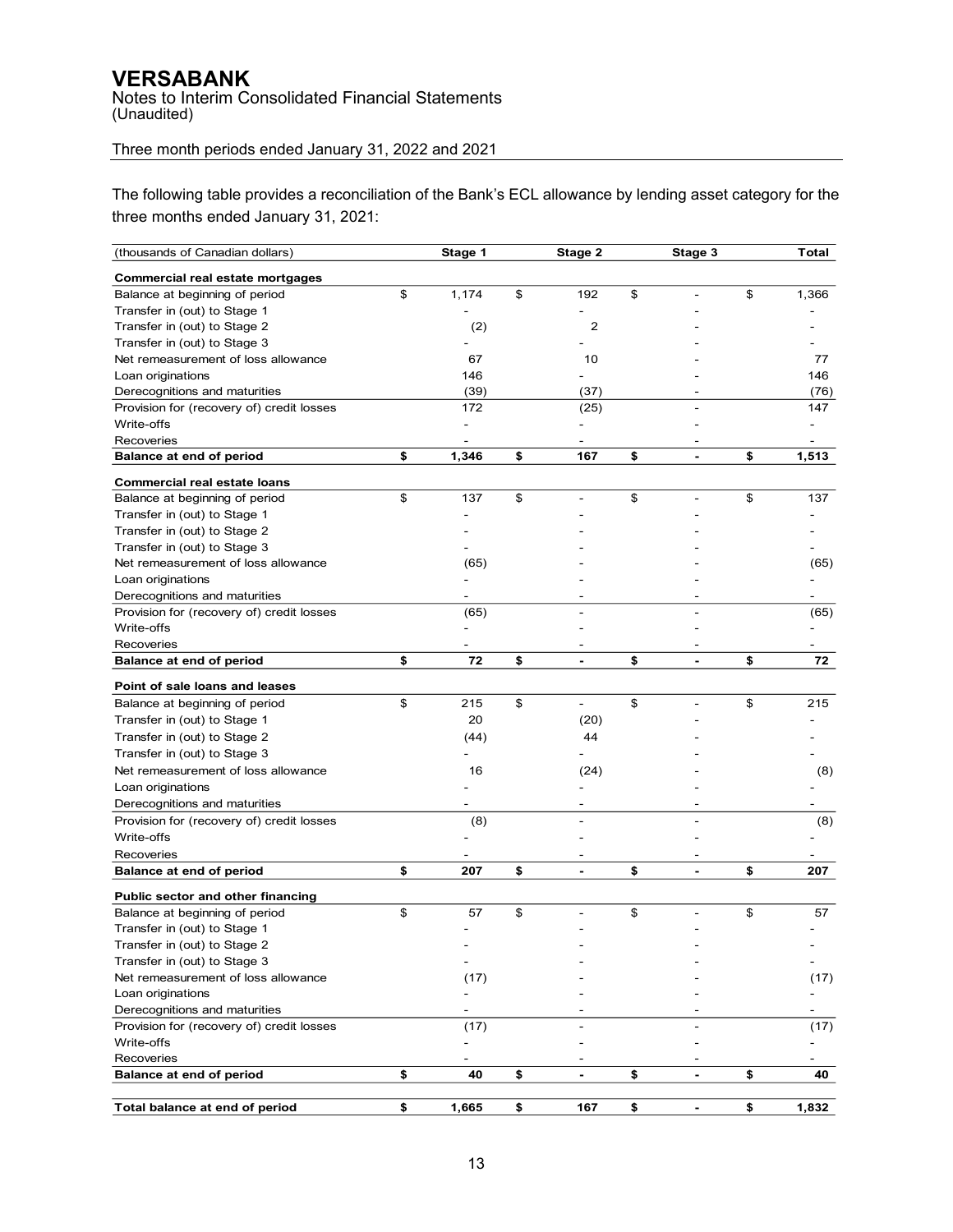# VERSABANK

Notes to Interim Consolidated Financial Statements
(Unaudited)

Three month periods ended January 31, 2022 and 2021

The following table provides a reconciliation of the Bank's ECL allowance by lending asset category for the three months ended January 31, 2021:

| (thousands of Canadian dollars) | Stage 1 | Stage 2 | Stage 3 | Total |
|---|---|---|---|---|
| **Commercial real estate mortgages** | | | | |
| Balance at beginning of period | $ 1,174 | $ 192 | $ - | $ 1,366 |
| Transfer in (out) to Stage 1 | - | - | - | - |
| Transfer in (out) to Stage 2 | (2) | 2 | - | - |
| Transfer in (out) to Stage 3 | - | - | - | - |
| Net remeasurement of loss allowance | 67 | 10 | - | 77 |
| Loan originations | 146 | - | - | 146 |
| Derecognitions and maturities | (39) | (37) | - | (76) |
| Provision for (recovery of) credit losses | 172 | (25) | - | 147 |
| Write-offs | - | - | - | - |
| Recoveries | - | - | - | - |
| **Balance at end of period** | **$ 1,346** | **$ 167** | **$ -** | **$ 1,513** |
| **Commercial real estate loans** | | | | |
| Balance at beginning of period | $ 137 | $ - | $ - | $ 137 |
| Transfer in (out) to Stage 1 | - | - | - | - |
| Transfer in (out) to Stage 2 | - | - | - | - |
| Transfer in (out) to Stage 3 | - | - | - | - |
| Net remeasurement of loss allowance | (65) | - | - | (65) |
| Loan originations | - | - | - | - |
| Derecognitions and maturities | - | - | - | - |
| Provision for (recovery of) credit losses | (65) | - | - | (65) |
| Write-offs | - | - | - | - |
| Recoveries | - | - | - | - |
| **Balance at end of period** | **$ 72** | **$ -** | **$ -** | **$ 72** |
| **Point of sale loans and leases** | | | | |
| Balance at beginning of period | $ 215 | $ - | $ - | $ 215 |
| Transfer in (out) to Stage 1 | 20 | (20) | - | - |
| Transfer in (out) to Stage 2 | (44) | 44 | - | - |
| Transfer in (out) to Stage 3 | - | - | - | - |
| Net remeasurement of loss allowance | 16 | (24) | - | (8) |
| Loan originations | - | - | - | - |
| Derecognitions and maturities | - | - | - | - |
| Provision for (recovery of) credit losses | (8) | - | - | (8) |
| Write-offs | - | - | - | - |
| Recoveries | - | - | - | - |
| **Balance at end of period** | **$ 207** | **$ -** | **$ -** | **$ 207** |
| **Public sector and other financing** | | | | |
| Balance at beginning of period | $ 57 | $ - | $ - | $ 57 |
| Transfer in (out) to Stage 1 | - | - | - | - |
| Transfer in (out) to Stage 2 | - | - | - | - |
| Transfer in (out) to Stage 3 | - | - | - | - |
| Net remeasurement of loss allowance | (17) | - | - | (17) |
| Loan originations | - | - | - | - |
| Derecognitions and maturities | - | - | - | - |
| Provision for (recovery of) credit losses | (17) | - | - | (17) |
| Write-offs | - | - | - | - |
| Recoveries | - | - | - | - |
| **Balance at end of period** | **$ 40** | **$ -** | **$ -** | **$ 40** |
| **Total balance at end of period** | **$ 1,665** | **$ 167** | **$ -** | **$ 1,832** |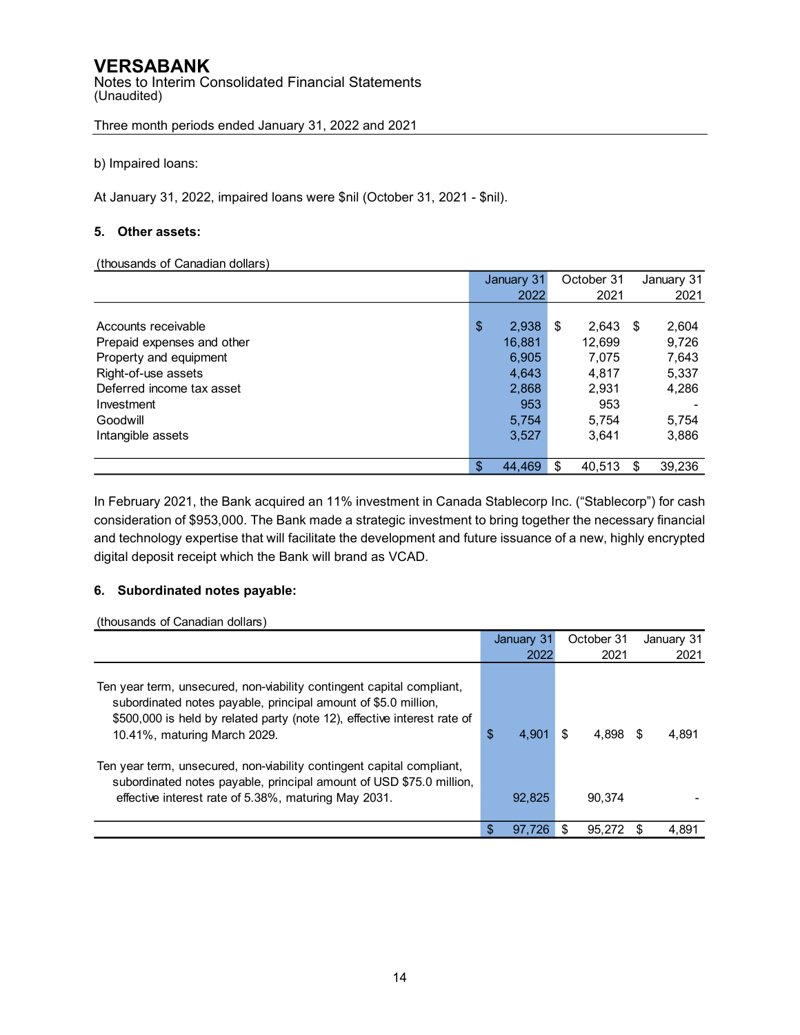b) Impaired loans:

At January 31, 2022, impaired loans were $nil (October 31, 2021 - $nil).

## 5. Other assets:

(thousands of Canadian dollars)

| | January 31 2022 | October 31 2021 | January 31 2021 |
|---|---|---|---|
| Accounts receivable | $ 2,938 | $ 2,643 | $ 2,604 |
| Prepaid expenses and other | 16,881 | 12,699 | 9,726 |
| Property and equipment | 6,905 | 7,075 | 7,643 |
| Right-of-use assets | 4,643 | 4,817 | 5,337 |
| Deferred income tax asset | 2,868 | 2,931 | 4,286 |
| Investment | 953 | 953 | - |
| Goodwill | 5,754 | 5,754 | 5,754 |
| Intangible assets | 3,527 | 3,641 | 3,886 |
| | $ 44,469 | $ 40,513 | $ 39,236 |

In February 2021, the Bank acquired an 11% investment in Canada Stablecorp Inc. ("Stablecorp") for cash consideration of $953,000. The Bank made a strategic investment to bring together the necessary financial and technology expertise that will facilitate the development and future issuance of a new, highly encrypted digital deposit receipt which the Bank will brand as VCAD.

## 6. Subordinated notes payable:

(thousands of Canadian dollars)

| | January 31 2022 | October 31 2021 | January 31 2021 |
|---|---|---|---|
| Ten year term, unsecured, non-viability contingent capital compliant, subordinated notes payable, principal amount of $5.0 million, $500,000 is held by related party (note 12), effective interest rate of 10.41%, maturing March 2029. | $ 4,901 | $ 4,898 | $ 4,891 |
| Ten year term, unsecured, non-viability contingent capital compliant, subordinated notes payable, principal amount of USD $75.0 million, effective interest rate of 5.38%, maturing May 2031. | 92,825 | 90,374 | - |
| | $ 97,726 | $ 95,272 | $ 4,891 |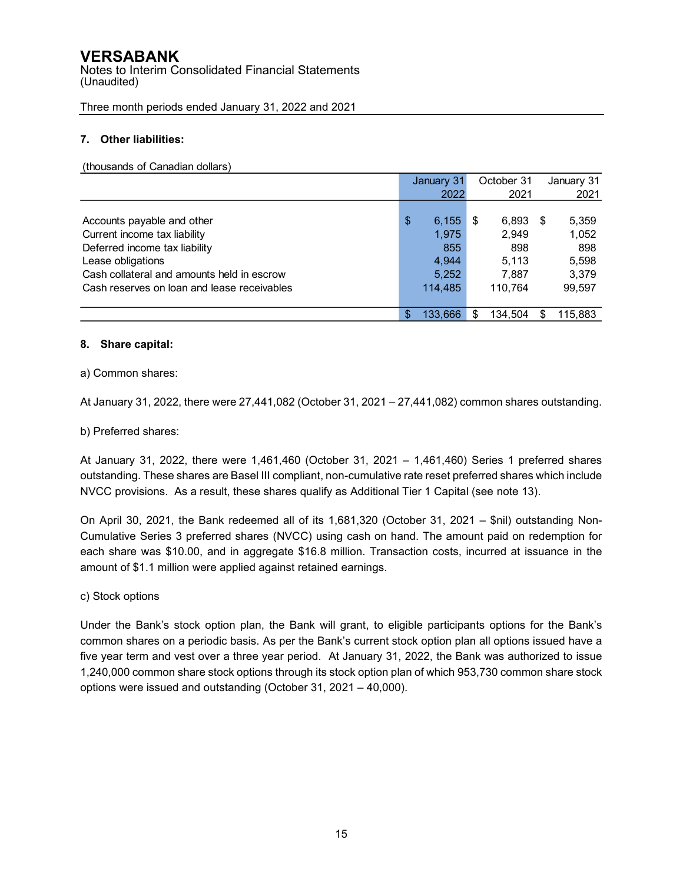**VERSABANK**
Notes to Interim Consolidated Financial Statements
(Unaudited)

Three month periods ended January 31, 2022 and 2021

### 7. Other liabilities:

(thousands of Canadian dollars)

| | January 31 2022 | October 31 2021 | January 31 2021 |
|---|---|---|---|
| Accounts payable and other | $ 6,155 | $ 6,893 | $ 5,359 |
| Current income tax liability | 1,975 | 2,949 | 1,052 |
| Deferred income tax liability | 855 | 898 | 898 |
| Lease obligations | 4,944 | 5,113 | 5,598 |
| Cash collateral and amounts held in escrow | 5,252 | 7,887 | 3,379 |
| Cash reserves on loan and lease receivables | 114,485 | 110,764 | 99,597 |
| | $ 133,666 | $ 134,504 | $ 115,883 |

### 8. Share capital:

a) Common shares:

At January 31, 2022, there were 27,441,082 (October 31, 2021 – 27,441,082) common shares outstanding.

b) Preferred shares:

At January 31, 2022, there were 1,461,460 (October 31, 2021 – 1,461,460) Series 1 preferred shares outstanding. These shares are Basel III compliant, non-cumulative rate reset preferred shares which include NVCC provisions. As a result, these shares qualify as Additional Tier 1 Capital (see note 13).

On April 30, 2021, the Bank redeemed all of its 1,681,320 (October 31, 2021 – $nil) outstanding Non-Cumulative Series 3 preferred shares (NVCC) using cash on hand. The amount paid on redemption for each share was $10.00, and in aggregate $16.8 million. Transaction costs, incurred at issuance in the amount of $1.1 million were applied against retained earnings.

c) Stock options

Under the Bank's stock option plan, the Bank will grant, to eligible participants options for the Bank's common shares on a periodic basis. As per the Bank's current stock option plan all options issued have a five year term and vest over a three year period. At January 31, 2022, the Bank was authorized to issue 1,240,000 common share stock options through its stock option plan of which 953,730 common share stock options were issued and outstanding (October 31, 2021 – 40,000).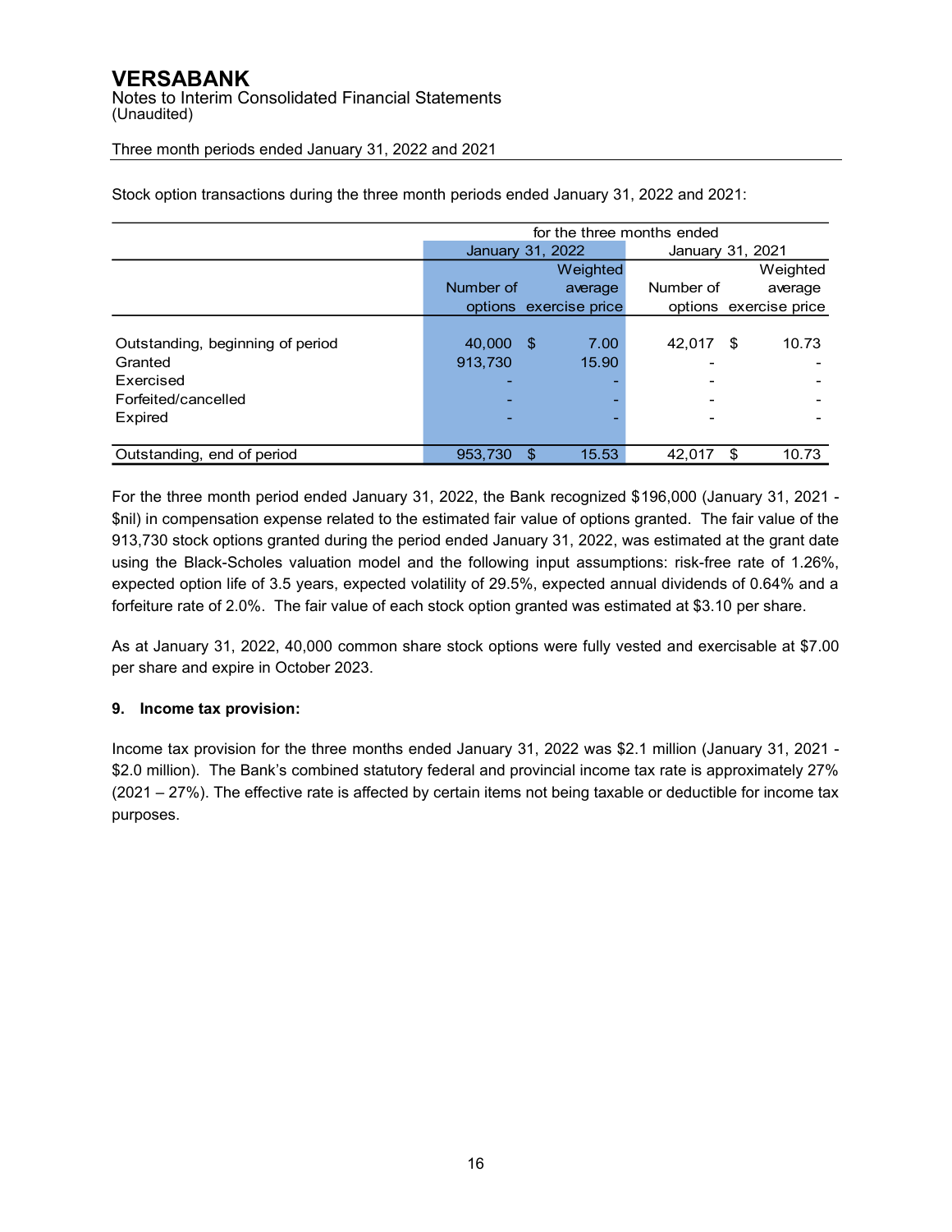Stock option transactions during the three month periods ended January 31, 2022 and 2021:

| | for the three months ended | | | |
|---|---|---|---|---|
| | January 31, 2022 | | January 31, 2021 | |
| | Number of options | Weighted average exercise price | Number of options | Weighted average exercise price |
| Outstanding, beginning of period | 40,000 | $ 7.00 | 42,017 | $ 10.73 |
| Granted | 913,730 | 15.90 | - | - |
| Exercised | - | - | - | - |
| Forfeited/cancelled | - | - | - | - |
| Expired | - | - | - | - |
| Outstanding, end of period | 953,730 | $ 15.53 | 42,017 | $ 10.73 |

For the three month period ended January 31, 2022, the Bank recognized $196,000 (January 31, 2021 - $nil) in compensation expense related to the estimated fair value of options granted. The fair value of the 913,730 stock options granted during the period ended January 31, 2022, was estimated at the grant date using the Black-Scholes valuation model and the following input assumptions: risk-free rate of 1.26%, expected option life of 3.5 years, expected volatility of 29.5%, expected annual dividends of 0.64% and a forfeiture rate of 2.0%. The fair value of each stock option granted was estimated at $3.10 per share.

As at January 31, 2022, 40,000 common share stock options were fully vested and exercisable at $7.00 per share and expire in October 2023.

## 9. Income tax provision:

Income tax provision for the three months ended January 31, 2022 was $2.1 million (January 31, 2021 - $2.0 million). The Bank's combined statutory federal and provincial income tax rate is approximately 27% (2021 – 27%). The effective rate is affected by certain items not being taxable or deductible for income tax purposes.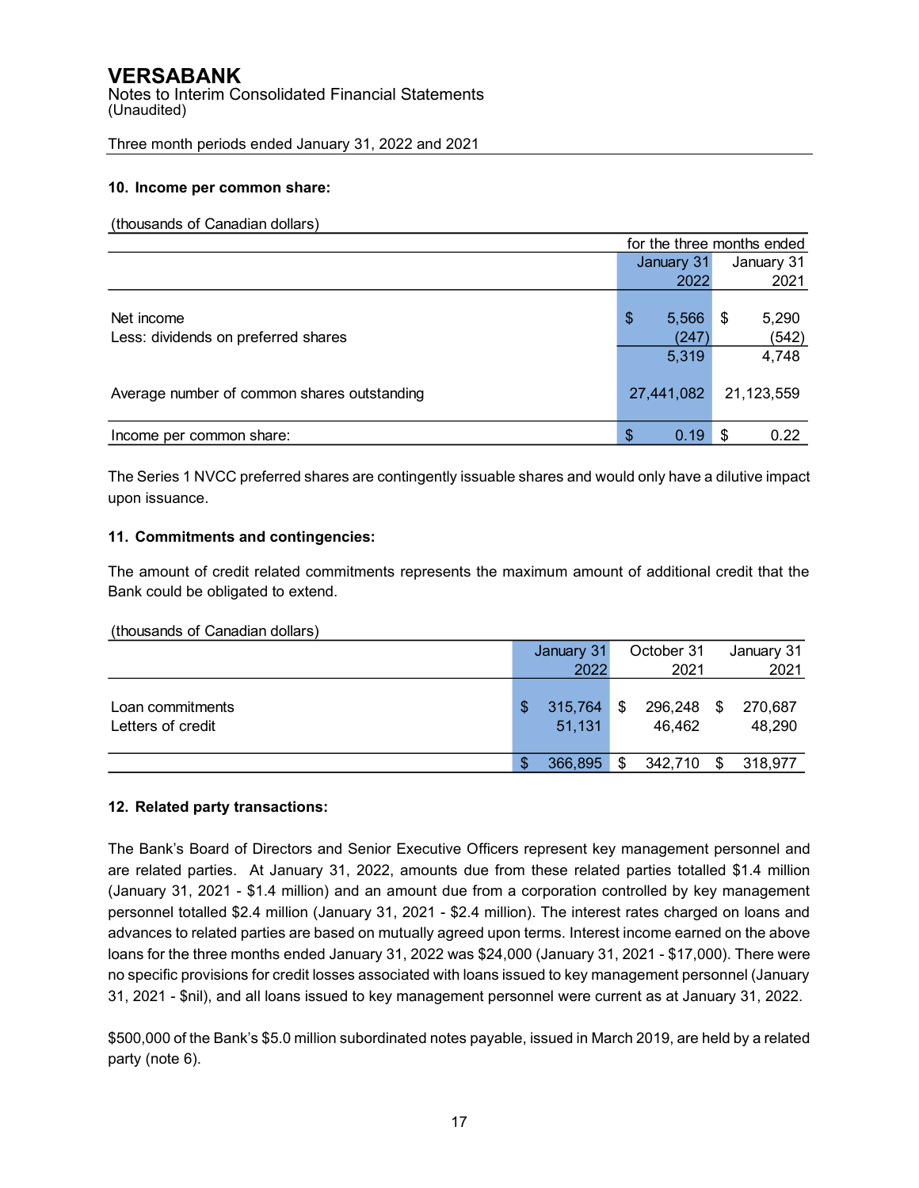# VERSABANK

Notes to Interim Consolidated Financial Statements
(Unaudited)

Three month periods ended January 31, 2022 and 2021

## 10. Income per common share:

(thousands of Canadian dollars)

| | for the three months ended | |
|---|---|---|
| | January 31 2022 | January 31 2021 |
| Net income | $ 5,566 | $ 5,290 |
| Less: dividends on preferred shares | (247) | (542) |
| | 5,319 | 4,748 |
| Average number of common shares outstanding | 27,441,082 | 21,123,559 |
| Income per common share: | $ 0.19 | $ 0.22 |

The Series 1 NVCC preferred shares are contingently issuable shares and would only have a dilutive impact upon issuance.

## 11. Commitments and contingencies:

The amount of credit related commitments represents the maximum amount of additional credit that the Bank could be obligated to extend.

(thousands of Canadian dollars)

| | January 31 2022 | October 31 2021 | January 31 2021 |
|---|---|---|---|
| Loan commitments | $ 315,764 | $ 296,248 | $ 270,687 |
| Letters of credit | 51,131 | 46,462 | 48,290 |
| | $ 366,895 | $ 342,710 | $ 318,977 |

## 12. Related party transactions:

The Bank's Board of Directors and Senior Executive Officers represent key management personnel and are related parties. At January 31, 2022, amounts due from these related parties totalled $1.4 million (January 31, 2021 - $1.4 million) and an amount due from a corporation controlled by key management personnel totalled $2.4 million (January 31, 2021 - $2.4 million). The interest rates charged on loans and advances to related parties are based on mutually agreed upon terms. Interest income earned on the above loans for the three months ended January 31, 2022 was $24,000 (January 31, 2021 - $17,000). There were no specific provisions for credit losses associated with loans issued to key management personnel (January 31, 2021 - $nil), and all loans issued to key management personnel were current as at January 31, 2022.

$500,000 of the Bank's $5.0 million subordinated notes payable, issued in March 2019, are held by a related party (note 6).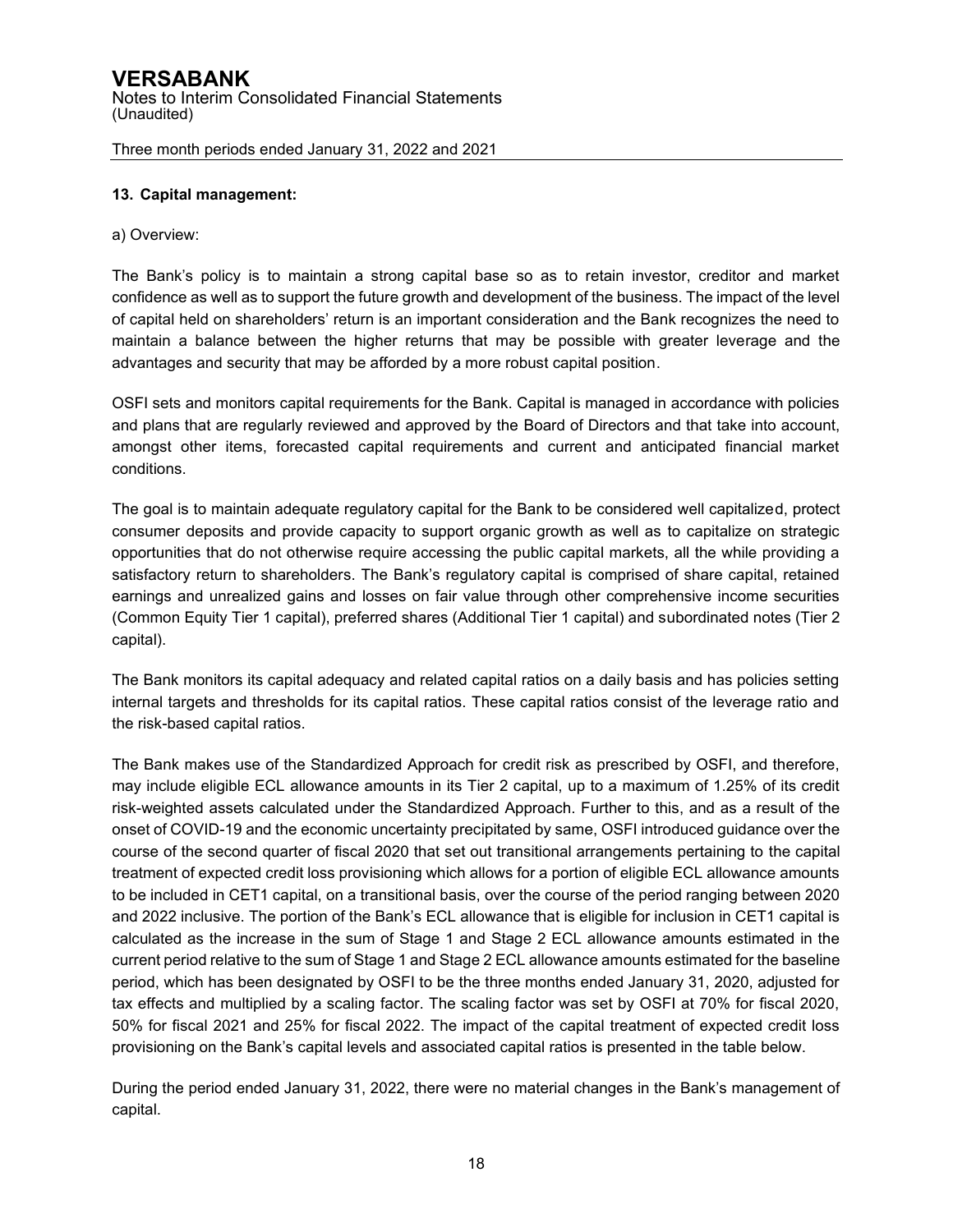### 13. Capital management:

a) Overview:

The Bank's policy is to maintain a strong capital base so as to retain investor, creditor and market confidence as well as to support the future growth and development of the business. The impact of the level of capital held on shareholders' return is an important consideration and the Bank recognizes the need to maintain a balance between the higher returns that may be possible with greater leverage and the advantages and security that may be afforded by a more robust capital position.

OSFI sets and monitors capital requirements for the Bank. Capital is managed in accordance with policies and plans that are regularly reviewed and approved by the Board of Directors and that take into account, amongst other items, forecasted capital requirements and current and anticipated financial market conditions.

The goal is to maintain adequate regulatory capital for the Bank to be considered well capitalized, protect consumer deposits and provide capacity to support organic growth as well as to capitalize on strategic opportunities that do not otherwise require accessing the public capital markets, all the while providing a satisfactory return to shareholders. The Bank's regulatory capital is comprised of share capital, retained earnings and unrealized gains and losses on fair value through other comprehensive income securities (Common Equity Tier 1 capital), preferred shares (Additional Tier 1 capital) and subordinated notes (Tier 2 capital).

The Bank monitors its capital adequacy and related capital ratios on a daily basis and has policies setting internal targets and thresholds for its capital ratios. These capital ratios consist of the leverage ratio and the risk-based capital ratios.

The Bank makes use of the Standardized Approach for credit risk as prescribed by OSFI, and therefore, may include eligible ECL allowance amounts in its Tier 2 capital, up to a maximum of 1.25% of its credit risk-weighted assets calculated under the Standardized Approach. Further to this, and as a result of the onset of COVID-19 and the economic uncertainty precipitated by same, OSFI introduced guidance over the course of the second quarter of fiscal 2020 that set out transitional arrangements pertaining to the capital treatment of expected credit loss provisioning which allows for a portion of eligible ECL allowance amounts to be included in CET1 capital, on a transitional basis, over the course of the period ranging between 2020 and 2022 inclusive. The portion of the Bank's ECL allowance that is eligible for inclusion in CET1 capital is calculated as the increase in the sum of Stage 1 and Stage 2 ECL allowance amounts estimated in the current period relative to the sum of Stage 1 and Stage 2 ECL allowance amounts estimated for the baseline period, which has been designated by OSFI to be the three months ended January 31, 2020, adjusted for tax effects and multiplied by a scaling factor. The scaling factor was set by OSFI at 70% for fiscal 2020, 50% for fiscal 2021 and 25% for fiscal 2022. The impact of the capital treatment of expected credit loss provisioning on the Bank's capital levels and associated capital ratios is presented in the table below.

During the period ended January 31, 2022, there were no material changes in the Bank's management of capital.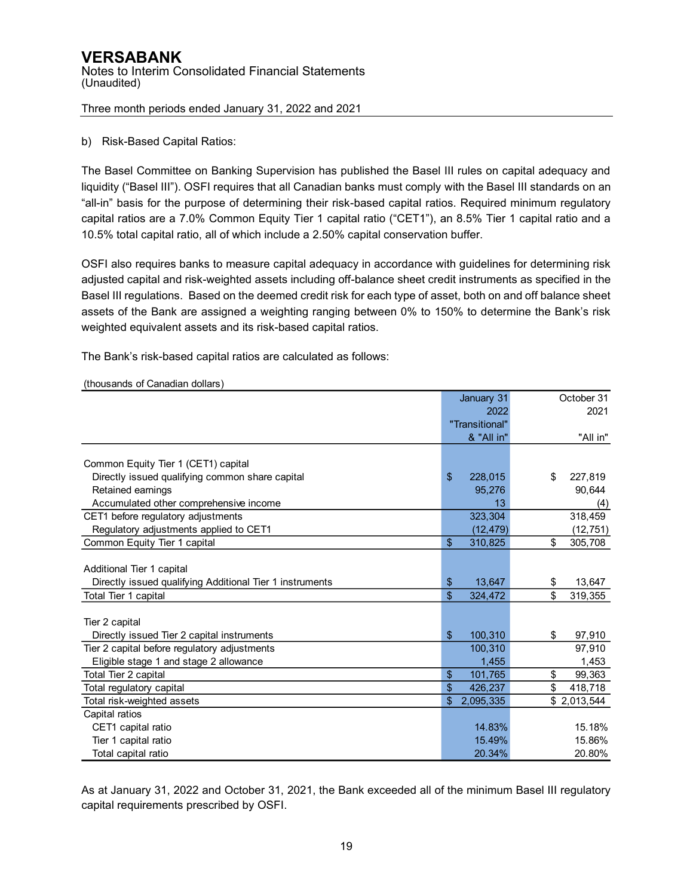# VERSABANK

Notes to Interim Consolidated Financial Statements
(Unaudited)

Three month periods ended January 31, 2022 and 2021

b) Risk-Based Capital Ratios:

The Basel Committee on Banking Supervision has published the Basel III rules on capital adequacy and liquidity ("Basel III"). OSFI requires that all Canadian banks must comply with the Basel III standards on an "all-in" basis for the purpose of determining their risk-based capital ratios. Required minimum regulatory capital ratios are a 7.0% Common Equity Tier 1 capital ratio ("CET1"), an 8.5% Tier 1 capital ratio and a 10.5% total capital ratio, all of which include a 2.50% capital conservation buffer.

OSFI also requires banks to measure capital adequacy in accordance with guidelines for determining risk adjusted capital and risk-weighted assets including off-balance sheet credit instruments as specified in the Basel III regulations. Based on the deemed credit risk for each type of asset, both on and off balance sheet assets of the Bank are assigned a weighting ranging between 0% to 150% to determine the Bank's risk weighted equivalent assets and its risk-based capital ratios.

The Bank's risk-based capital ratios are calculated as follows:

(thousands of Canadian dollars)

| | January 31 2022 "Transitional" & "All in" | October 31 2021 "All in" |
|---|---|---|
| **Common Equity Tier 1 (CET1) capital** | | |
| Directly issued qualifying common share capital | $ 228,015 | $ 227,819 |
| Retained earnings | 95,276 | 90,644 |
| Accumulated other comprehensive income | 13 | (4) |
| CET1 before regulatory adjustments | 323,304 | 318,459 |
| Regulatory adjustments applied to CET1 | (12,479) | (12,751) |
| Common Equity Tier 1 capital | $ 310,825 | $ 305,708 |
| **Additional Tier 1 capital** | | |
| Directly issued qualifying Additional Tier 1 instruments | $ 13,647 | $ 13,647 |
| Total Tier 1 capital | $ 324,472 | $ 319,355 |
| **Tier 2 capital** | | |
| Directly issued Tier 2 capital instruments | $ 100,310 | $ 97,910 |
| Tier 2 capital before regulatory adjustments | 100,310 | 97,910 |
| Eligible stage 1 and stage 2 allowance | 1,455 | 1,453 |
| Total Tier 2 capital | $ 101,765 | $ 99,363 |
| Total regulatory capital | $ 426,237 | $ 418,718 |
| Total risk-weighted assets | $ 2,095,335 | $ 2,013,544 |
| **Capital ratios** | | |
| CET1 capital ratio | 14.83% | 15.18% |
| Tier 1 capital ratio | 15.49% | 15.86% |
| Total capital ratio | 20.34% | 20.80% |

As at January 31, 2022 and October 31, 2021, the Bank exceeded all of the minimum Basel III regulatory capital requirements prescribed by OSFI.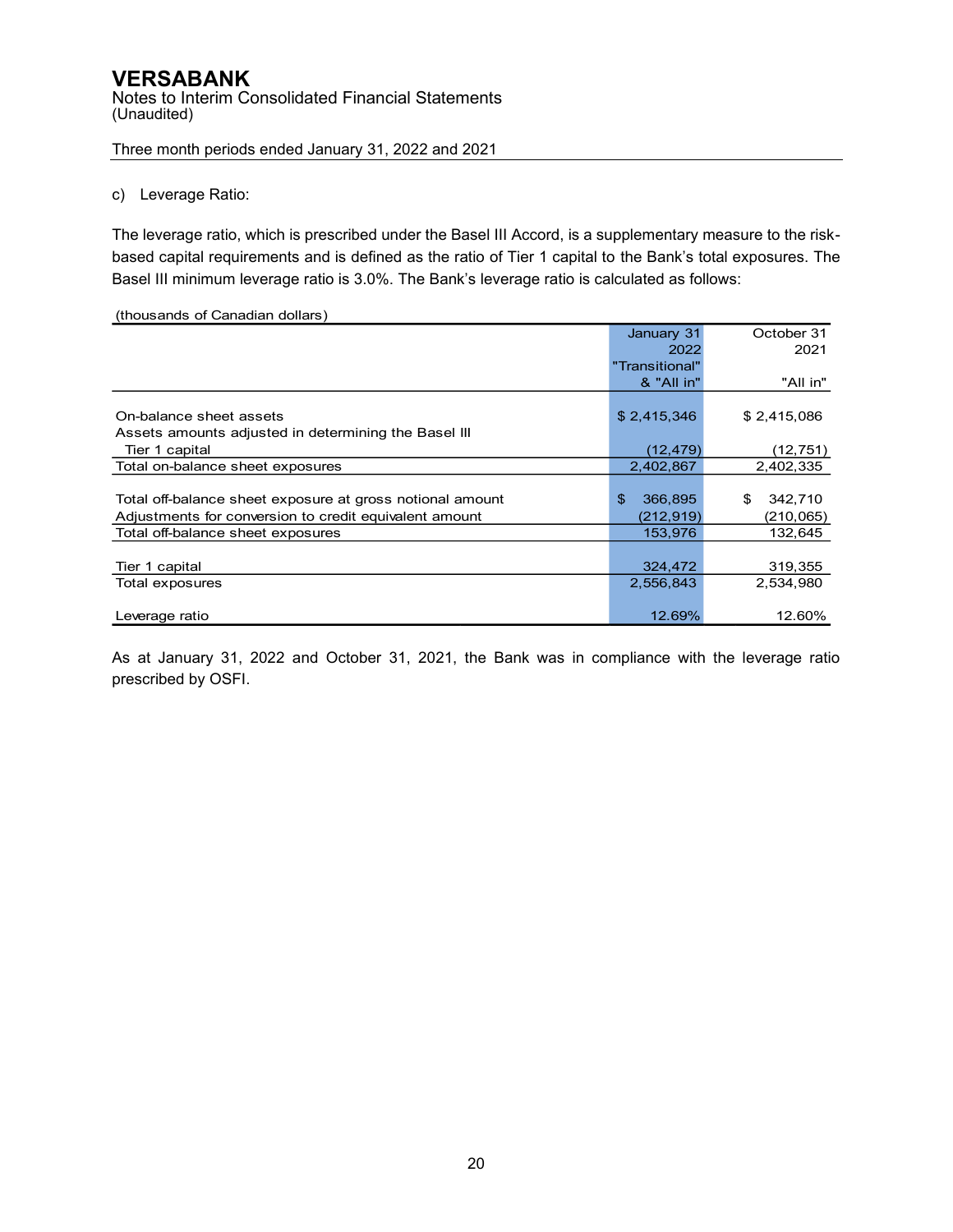c) Leverage Ratio:

The leverage ratio, which is prescribed under the Basel III Accord, is a supplementary measure to the risk-based capital requirements and is defined as the ratio of Tier 1 capital to the Bank's total exposures. The Basel III minimum leverage ratio is 3.0%. The Bank's leverage ratio is calculated as follows:

(thousands of Canadian dollars)

| | January 31 2022 "Transitional" & "All in" | October 31 2021 "All in" |
|---|---|---|
| On-balance sheet assets | $ 2,415,346 | $ 2,415,086 |
| Assets amounts adjusted in determining the Basel III Tier 1 capital | (12,479) | (12,751) |
| Total on-balance sheet exposures | 2,402,867 | 2,402,335 |
| Total off-balance sheet exposure at gross notional amount | $ 366,895 | $ 342,710 |
| Adjustments for conversion to credit equivalent amount | (212,919) | (210,065) |
| Total off-balance sheet exposures | 153,976 | 132,645 |
| Tier 1 capital | 324,472 | 319,355 |
| Total exposures | 2,556,843 | 2,534,980 |
| Leverage ratio | 12.69% | 12.60% |

As at January 31, 2022 and October 31, 2021, the Bank was in compliance with the leverage ratio prescribed by OSFI.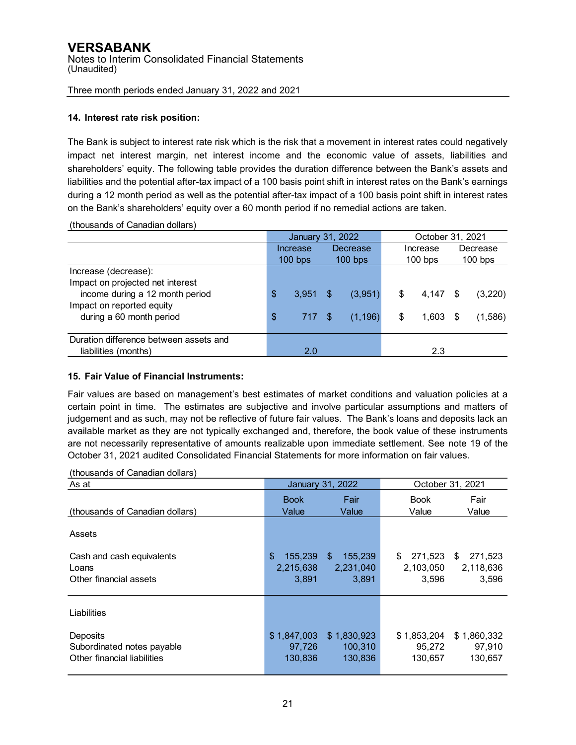# VERSABANK

Notes to Interim Consolidated Financial Statements
(Unaudited)

Three month periods ended January 31, 2022 and 2021

**14. Interest rate risk position:**

The Bank is subject to interest rate risk which is the risk that a movement in interest rates could negatively impact net interest margin, net interest income and the economic value of assets, liabilities and shareholders' equity. The following table provides the duration difference between the Bank's assets and liabilities and the potential after-tax impact of a 100 basis point shift in interest rates on the Bank's earnings during a 12 month period as well as the potential after-tax impact of a 100 basis point shift in interest rates on the Bank's shareholders' equity over a 60 month period if no remedial actions are taken.

(thousands of Canadian dollars)

| | January 31, 2022 | | October 31, 2021 | |
|---|---|---|---|---|
| | Increase 100 bps | Decrease 100 bps | Increase 100 bps | Decrease 100 bps |
| Increase (decrease): | | | | |
| Impact on projected net interest income during a 12 month period | $ 3,951 | $ (3,951) | $ 4,147 | $ (3,220) |
| Impact on reported equity during a 60 month period | $ 717 | $ (1,196) | $ 1,603 | $ (1,586) |
| Duration difference between assets and liabilities (months) | 2.0 | | 2.3 | |

**15. Fair Value of Financial Instruments:**

Fair values are based on management's best estimates of market conditions and valuation policies at a certain point in time. The estimates are subjective and involve particular assumptions and matters of judgement and as such, may not be reflective of future fair values. The Bank's loans and deposits lack an available market as they are not typically exchanged and, therefore, the book value of these instruments are not necessarily representative of amounts realizable upon immediate settlement. See note 19 of the October 31, 2021 audited Consolidated Financial Statements for more information on fair values.

(thousands of Canadian dollars)

| As at | January 31, 2022 | | October 31, 2021 | |
|---|---|---|---|---|
| (thousands of Canadian dollars) | Book Value | Fair Value | Book Value | Fair Value |
| **Assets** | | | | |
| Cash and cash equivalents | $ 155,239 | $ 155,239 | $ 271,523 | $ 271,523 |
| Loans | 2,215,638 | 2,231,040 | 2,103,050 | 2,118,636 |
| Other financial assets | 3,891 | 3,891 | 3,596 | 3,596 |
| **Liabilities** | | | | |
| Deposits | $ 1,847,003 | $ 1,830,923 | $ 1,853,204 | $ 1,860,332 |
| Subordinated notes payable | 97,726 | 100,310 | 95,272 | 97,910 |
| Other financial liabilities | 130,836 | 130,836 | 130,657 | 130,657 |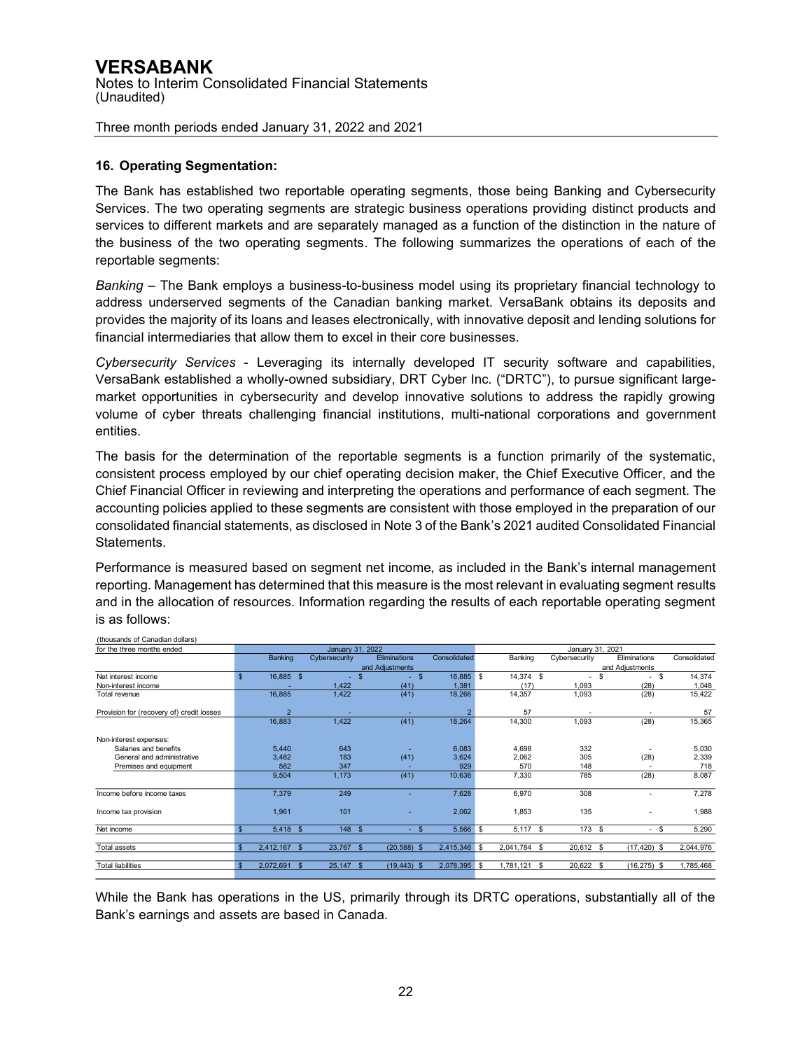# VERSABANK

Notes to Interim Consolidated Financial Statements
(Unaudited)

Three month periods ended January 31, 2022 and 2021

## 16. Operating Segmentation:

The Bank has established two reportable operating segments, those being Banking and Cybersecurity Services. The two operating segments are strategic business operations providing distinct products and services to different markets and are separately managed as a function of the distinction in the nature of the business of the two operating segments. The following summarizes the operations of each of the reportable segments:

*Banking* – The Bank employs a business-to-business model using its proprietary financial technology to address underserved segments of the Canadian banking market. VersaBank obtains its deposits and provides the majority of its loans and leases electronically, with innovative deposit and lending solutions for financial intermediaries that allow them to excel in their core businesses.

*Cybersecurity Services* - Leveraging its internally developed IT security software and capabilities, VersaBank established a wholly-owned subsidiary, DRT Cyber Inc. ("DRTC"), to pursue significant large-market opportunities in cybersecurity and develop innovative solutions to address the rapidly growing volume of cyber threats challenging financial institutions, multi-national corporations and government entities.

The basis for the determination of the reportable segments is a function primarily of the systematic, consistent process employed by our chief operating decision maker, the Chief Executive Officer, and the Chief Financial Officer in reviewing and interpreting the operations and performance of each segment. The accounting policies applied to these segments are consistent with those employed in the preparation of our consolidated financial statements, as disclosed in Note 3 of the Bank's 2021 audited Consolidated Financial Statements.

Performance is measured based on segment net income, as included in the Bank's internal management reporting. Management has determined that this measure is the most relevant in evaluating segment results and in the allocation of resources. Information regarding the results of each reportable operating segment is as follows:

(thousands of Canadian dollars)

| for the three months ended | January 31, 2022 | | | | January 31, 2021 | | | |
|---|---|---|---|---|---|---|---|---|
| | Banking | Cybersecurity | Eliminations and Adjustments | Consolidated | Banking | Cybersecurity | Eliminations and Adjustments | Consolidated |
| Net interest income | $ 16,885 | $ - | $ - | $ 16,885 | $ 14,374 | $ - | $ - | $ 14,374 |
| Non-interest income | - | 1,422 | (41) | 1,381 | (17) | 1,093 | (28) | 1,048 |
| Total revenue | 16,885 | 1,422 | (41) | 18,266 | 14,357 | 1,093 | (28) | 15,422 |
| Provision for (recovery of) credit losses | 2 | - | - | 2 | 57 | - | - | 57 |
| | 16,883 | 1,422 | (41) | 18,264 | 14,300 | 1,093 | (28) | 15,365 |
| Non-interest expenses: | | | | | | | | |
| Salaries and benefits | 5,440 | 643 | - | 6,083 | 4,698 | 332 | - | 5,030 |
| General and administrative | 3,482 | 183 | (41) | 3,624 | 2,062 | 305 | (28) | 2,339 |
| Premises and equipment | 582 | 347 | - | 929 | 570 | 148 | - | 718 |
| | 9,504 | 1,173 | (41) | 10,636 | 7,330 | 785 | (28) | 8,087 |
| Income before income taxes | 7,379 | 249 | - | 7,628 | 6,970 | 308 | - | 7,278 |
| Income tax provision | 1,961 | 101 | - | 2,062 | 1,853 | 135 | - | 1,988 |
| Net income | $ 5,418 | $ 148 | $ - | $ 5,566 | $ 5,117 | $ 173 | $ - | $ 5,290 |
| Total assets | $ 2,412,167 | $ 23,767 | $ (20,588) | $ 2,415,346 | $ 2,041,784 | $ 20,612 | $ (17,420) | $ 2,044,976 |
| Total liabilities | $ 2,072,691 | $ 25,147 | $ (19,443) | $ 2,078,395 | $ 1,781,121 | $ 20,622 | $ (16,275) | $ 1,785,468 |

While the Bank has operations in the US, primarily through its DRTC operations, substantially all of the Bank's earnings and assets are based in Canada.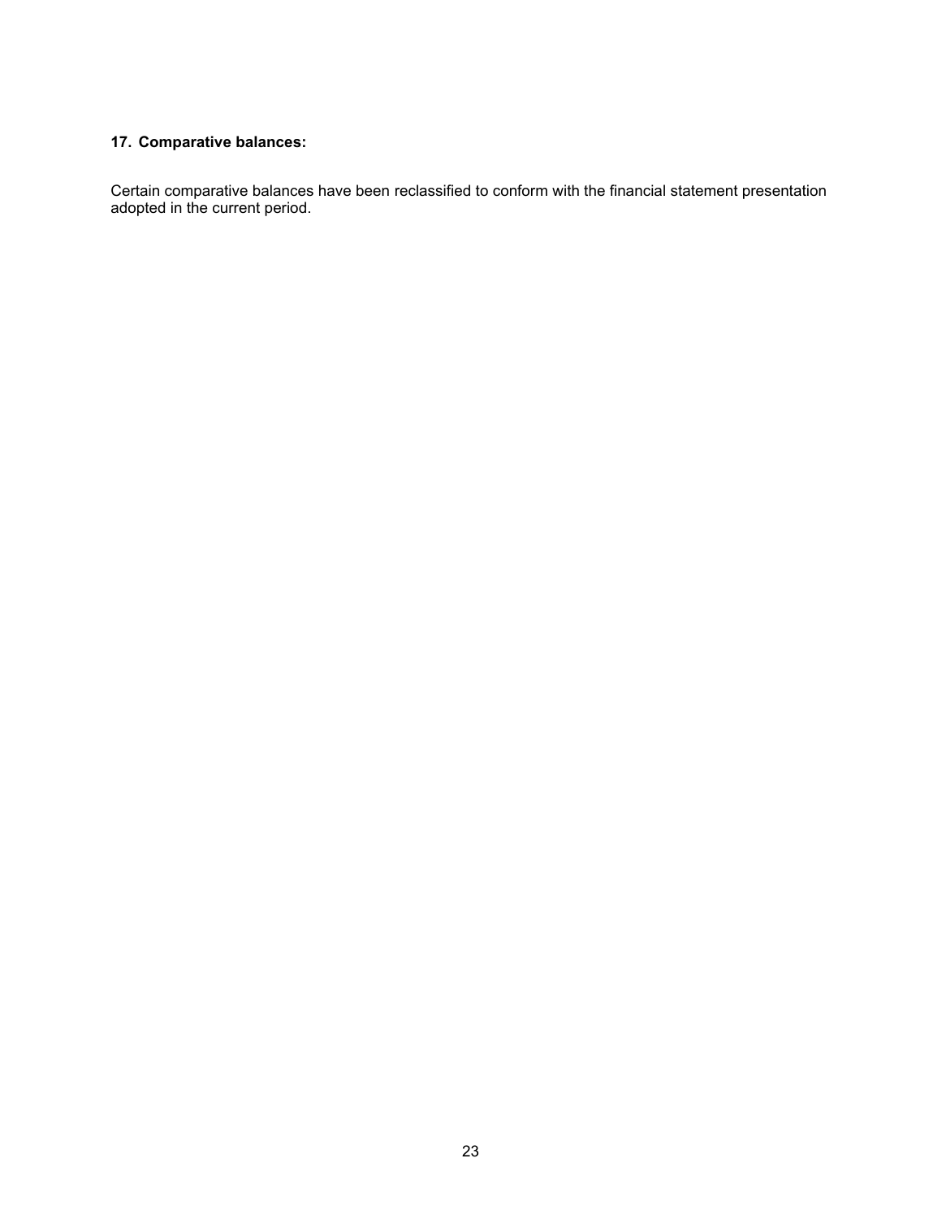### 17. Comparative balances:

Certain comparative balances have been reclassified to conform with the financial statement presentation adopted in the current period.